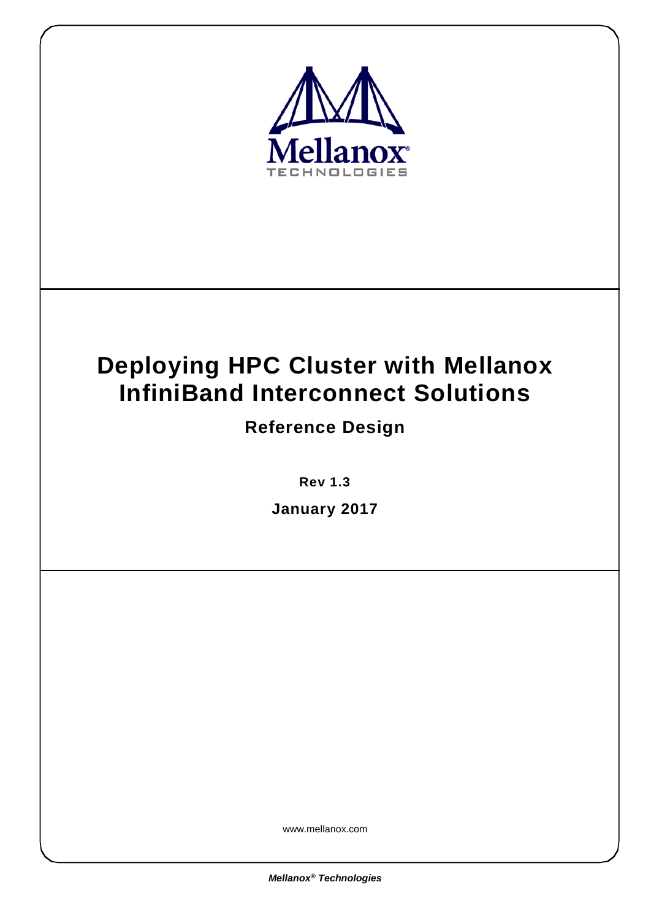# Deploying HPC Cluster with Mellanox InfiniBand Interconnect Solutions

## Reference Design

**Rev 1.3**

**January 2017**

www.mellanox.com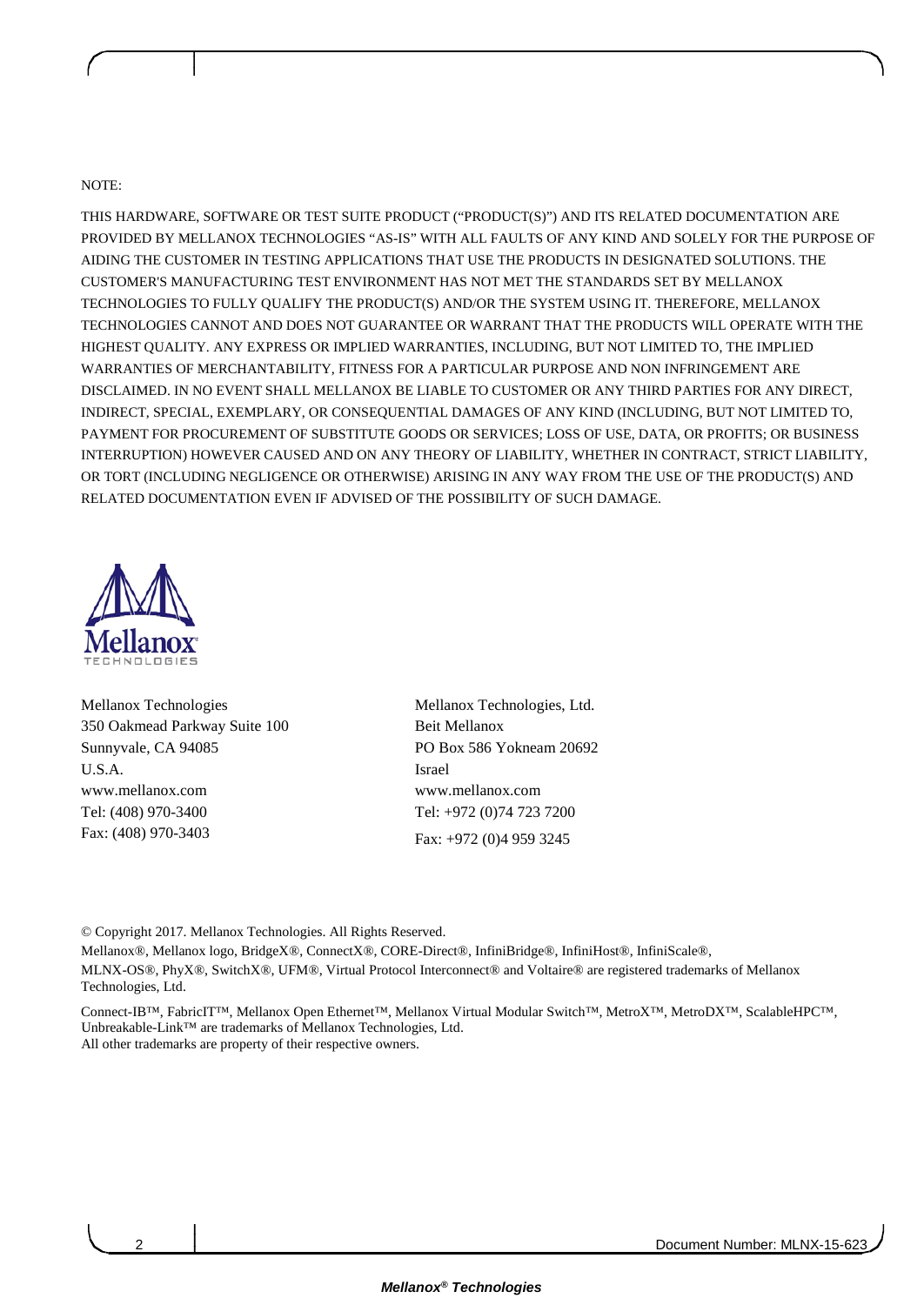NOTE:

THIS HARDWARE, SOFTWARE OR TEST SUITE PRODUCT (“PRODUCT(S)”) AND ITS RELATED DOCUMENTATION ARE PROVIDED BY MELLANOX TECHNOLOGIES “AS-IS” WITH ALL FAULTS OF ANY KIND AND SOLELY FOR THE PURPOSE OF AIDING THE CUSTOMER IN TESTING APPLICATIONS THAT USE THE PRODUCTS IN DESIGNATED SOLUTIONS. THE CUSTOMER'S MANUFACTURING TEST ENVIRONMENT HAS NOT MET THE STANDARDS SET BY MELLANOX TECHNOLOGIES TO FULLY QUALIFY THE PRODUCT(S) AND/OR THE SYSTEM USING IT. THEREFORE, MELLANOX TECHNOLOGIES CANNOT AND DOES NOT GUARANTEE OR WARRANT THAT THE PRODUCTS WILL OPERATE WITH THE HIGHEST QUALITY. ANY EXPRESS OR IMPLIED WARRANTIES, INCLUDING, BUT NOT LIMITED TO, THE IMPLIED WARRANTIES OF MERCHANTABILITY, FITNESS FOR A PARTICULAR PURPOSE AND NON INFRINGEMENT ARE DISCLAIMED. IN NO EVENT SHALL MELLANOX BE LIABLE TO CUSTOMER OR ANY THIRD PARTIES FOR ANY DIRECT, INDIRECT, SPECIAL, EXEMPLARY, OR CONSEQUENTIAL DAMAGES OF ANY KIND (INCLUDING, BUT NOT LIMITED TO, PAYMENT FOR PROCUREMENT OF SUBSTITUTE GOODS OR SERVICES; LOSS OF USE, DATA, OR PROFITS; OR BUSINESS INTERRUPTION) HOWEVER CAUSED AND ON ANY THEORY OF LIABILITY, WHETHER IN CONTRACT, STRICT LIABILITY, OR TORT (INCLUDING NEGLIGENCE OR OTHERWISE) ARISING IN ANY WAY FROM THE USE OF THE PRODUCT(S) AND RELATED DOCUMENTATION EVEN IF ADVISED OF THE POSSIBILITY OF SUCH DAMAGE.

Mellanox Technologies  
350 Oakmead Parkway Suite 100  
Sunnyvale, CA 94085  
U.S.A.  
www.mellanox.com  
Tel: (408) 970-3400  
Fax: (408) 970-3403

Mellanox Technologies, Ltd.  
Beit Mellanox  
PO Box 586 Yokneam 20692  
Israel  
www.mellanox.com  
Tel: +972 (0)74 723 7200  
Fax: +972 (0)4 959 3245

© Copyright 2017. Mellanox Technologies. All Rights Reserved.  
Mellanox®, Mellanox logo, BridgeX®, ConnectX®, CORE-Direct®, InfiniBridge®, InfiniHost®, InfiniScale®, MLNX-OS®, PhyX®, SwitchX®, UFM®, Virtual Protocol Interconnect® and Voltaire® are registered trademarks of Mellanox Technologies, Ltd.

Connect-IB™, FabricIT™, Mellanox Open Ethernet™, Mellanox Virtual Modular Switch™, MetroX™, MetroDX™, ScalableHPC™, Unbreakable-Link™ are trademarks of Mellanox Technologies, Ltd.  
All other trademarks are property of their respective owners.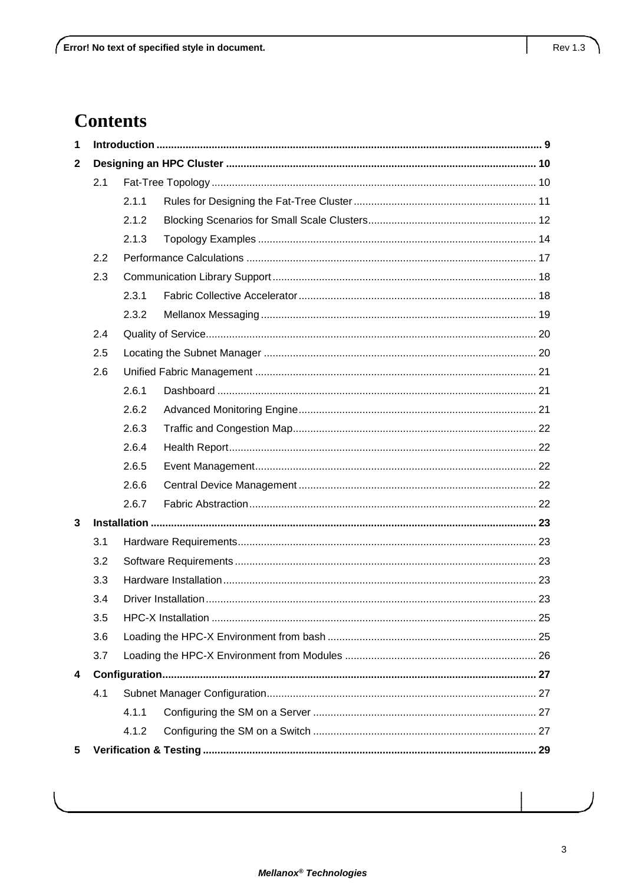# Contents

1 **Introduction** ........................................................................................................................ 9

2 **Designing an HPC Cluster** ................................................................................................ 10

2.1 Fat-Tree Topology ................................................................................................................ 10

2.1.1 Rules for Designing the Fat-Tree Cluster ............................................................... 11

2.1.2 Blocking Scenarios for Small Scale Clusters........................................................... 12

2.1.3 Topology Examples ................................................................................................. 14

2.2 Performance Calculations .................................................................................................... 17

2.3 Communication Library Support........................................................................................... 18

2.3.1 Fabric Collective Accelerator .................................................................................. 18

2.3.2 Mellanox Messaging ............................................................................................... 19

2.4 Quality of Service.................................................................................................................. 20

2.5 Locating the Subnet Manager .............................................................................................. 20

2.6 Unified Fabric Management ................................................................................................. 21

2.6.1 Dashboard .............................................................................................................. 21

2.6.2 Advanced Monitoring Engine................................................................................... 21

2.6.3 Traffic and Congestion Map.................................................................................... 22

2.6.4 Health Report.......................................................................................................... 22

2.6.5 Event Management.................................................................................................. 22

2.6.6 Central Device Management ................................................................................... 22

2.6.7 Fabric Abstraction ................................................................................................... 22

3 **Installation** ........................................................................................................................ 23

3.1 Hardware Requirements....................................................................................................... 23

3.2 Software Requirements ........................................................................................................ 23

3.3 Hardware Installation............................................................................................................ 23

3.4 Driver Installation.................................................................................................................. 23

3.5 HPC-X Installation ................................................................................................................ 25

3.6 Loading the HPC-X Environment from bash ........................................................................ 25

3.7 Loading the HPC-X Environment from Modules .................................................................. 26

4 **Configuration**..................................................................................................................... 27

4.1 Subnet Manager Configuration............................................................................................. 27

4.1.1 Configuring the SM on a Server ............................................................................. 27

4.1.2 Configuring the SM on a Switch ............................................................................. 27

5 **Verification & Testing** ....................................................................................................... 29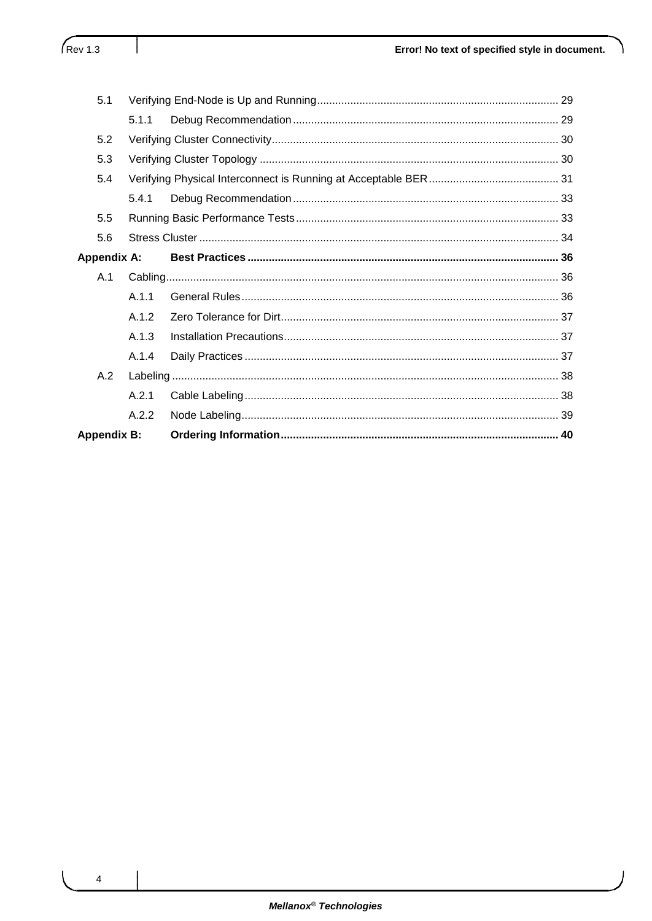5.1 Verifying End-Node is Up and Running ........................................................ 29

5.1.1 Debug Recommendation ........................................................ 29

5.2 Verifying Cluster Connectivity ........................................................ 30

5.3 Verifying Cluster Topology ........................................................ 30

5.4 Verifying Physical Interconnect is Running at Acceptable BER ........................................................ 31

5.4.1 Debug Recommendation ........................................................ 33

5.5 Running Basic Performance Tests ........................................................ 33

5.6 Stress Cluster ........................................................ 34

**Appendix A: Best Practices ........................................................ 36**

A.1 Cabling ........................................................ 36

A.1.1 General Rules ........................................................ 36

A.1.2 Zero Tolerance for Dirt ........................................................ 37

A.1.3 Installation Precautions ........................................................ 37

A.1.4 Daily Practices ........................................................ 37

A.2 Labeling ........................................................ 38

A.2.1 Cable Labeling ........................................................ 38

A.2.2 Node Labeling ........................................................ 39

**Appendix B: Ordering Information ........................................................ 40**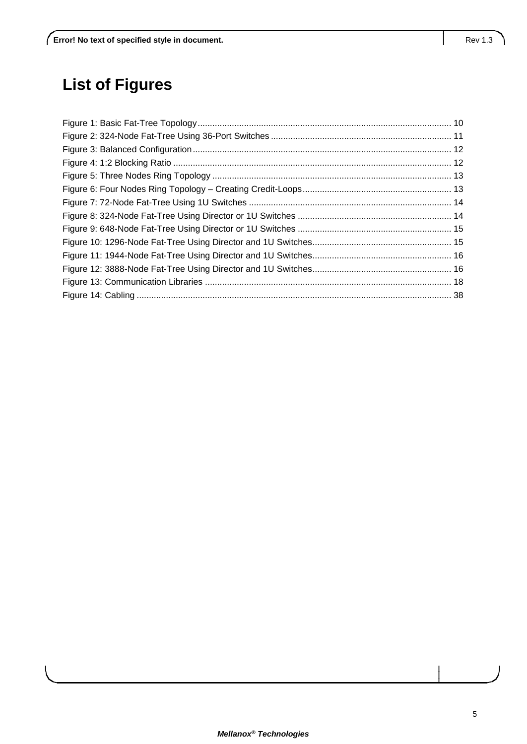# List of Figures

Figure 1: Basic Fat-Tree Topology ........................................................................................................ 10
Figure 2: 324-Node Fat-Tree Using 36-Port Switches .......................................................................... 11
Figure 3: Balanced Configuration ........................................................................................................ 12
Figure 4: 1:2 Blocking Ratio ................................................................................................................ 12
Figure 5: Three Nodes Ring Topology ................................................................................................. 13
Figure 6: Four Nodes Ring Topology – Creating Credit-Loops ............................................................ 13
Figure 7: 72-Node Fat-Tree Using 1U Switches .................................................................................. 14
Figure 8: 324-Node Fat-Tree Using Director or 1U Switches .............................................................. 14
Figure 9: 648-Node Fat-Tree Using Director or 1U Switches .............................................................. 15
Figure 10: 1296-Node Fat-Tree Using Director and 1U Switches ........................................................ 15
Figure 11: 1944-Node Fat-Tree Using Director and 1U Switches ........................................................ 16
Figure 12: 3888-Node Fat-Tree Using Director and 1U Switches ........................................................ 16
Figure 13: Communication Libraries .................................................................................................... 18
Figure 14: Cabling ............................................................................................................................... 38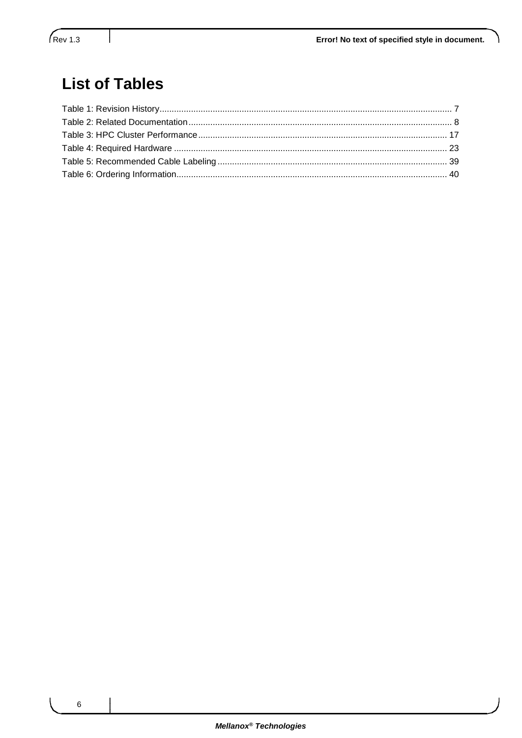# List of Tables

Table 1: Revision History........................................................................................................................ 7
Table 2: Related Documentation............................................................................................................ 8
Table 3: HPC Cluster Performance....................................................................................................... 17
Table 4: Required Hardware ................................................................................................................ 23
Table 5: Recommended Cable Labeling .............................................................................................. 39
Table 6: Ordering Information............................................................................................................... 40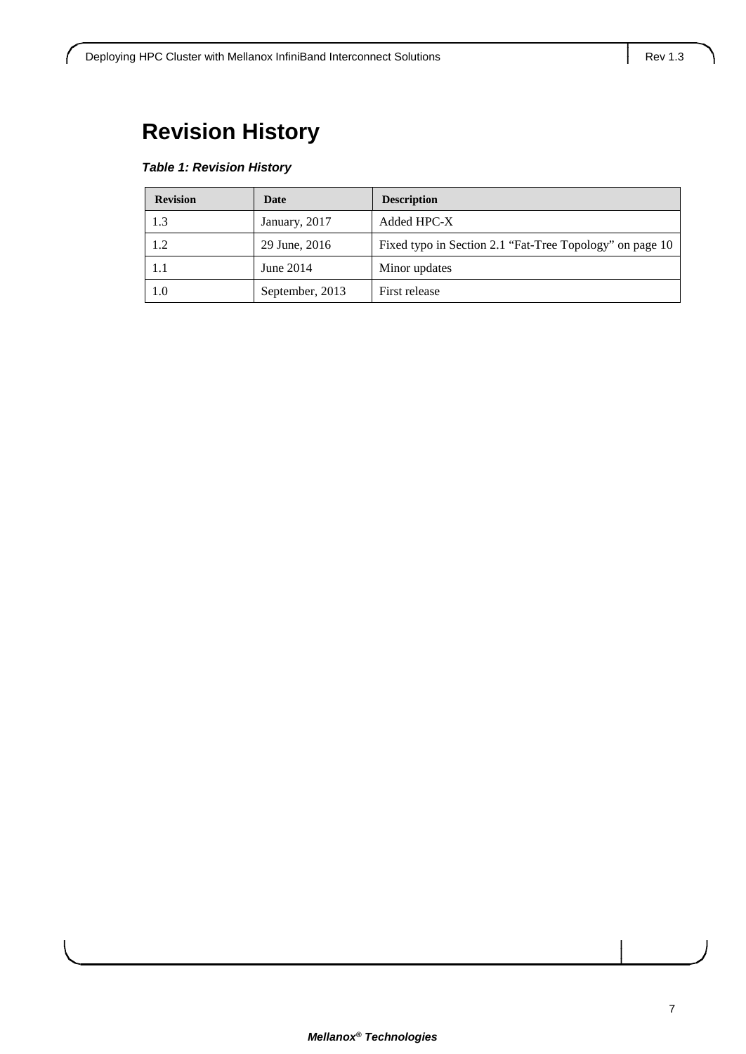# Revision History

***Table 1: Revision History***

| Revision | Date | Description |
|---|---|---|
| 1.3 | January, 2017 | Added HPC-X |
| 1.2 | 29 June, 2016 | Fixed typo in Section 2.1 “Fat-Tree Topology” on page 10 |
| 1.1 | June 2014 | Minor updates |
| 1.0 | September, 2013 | First release |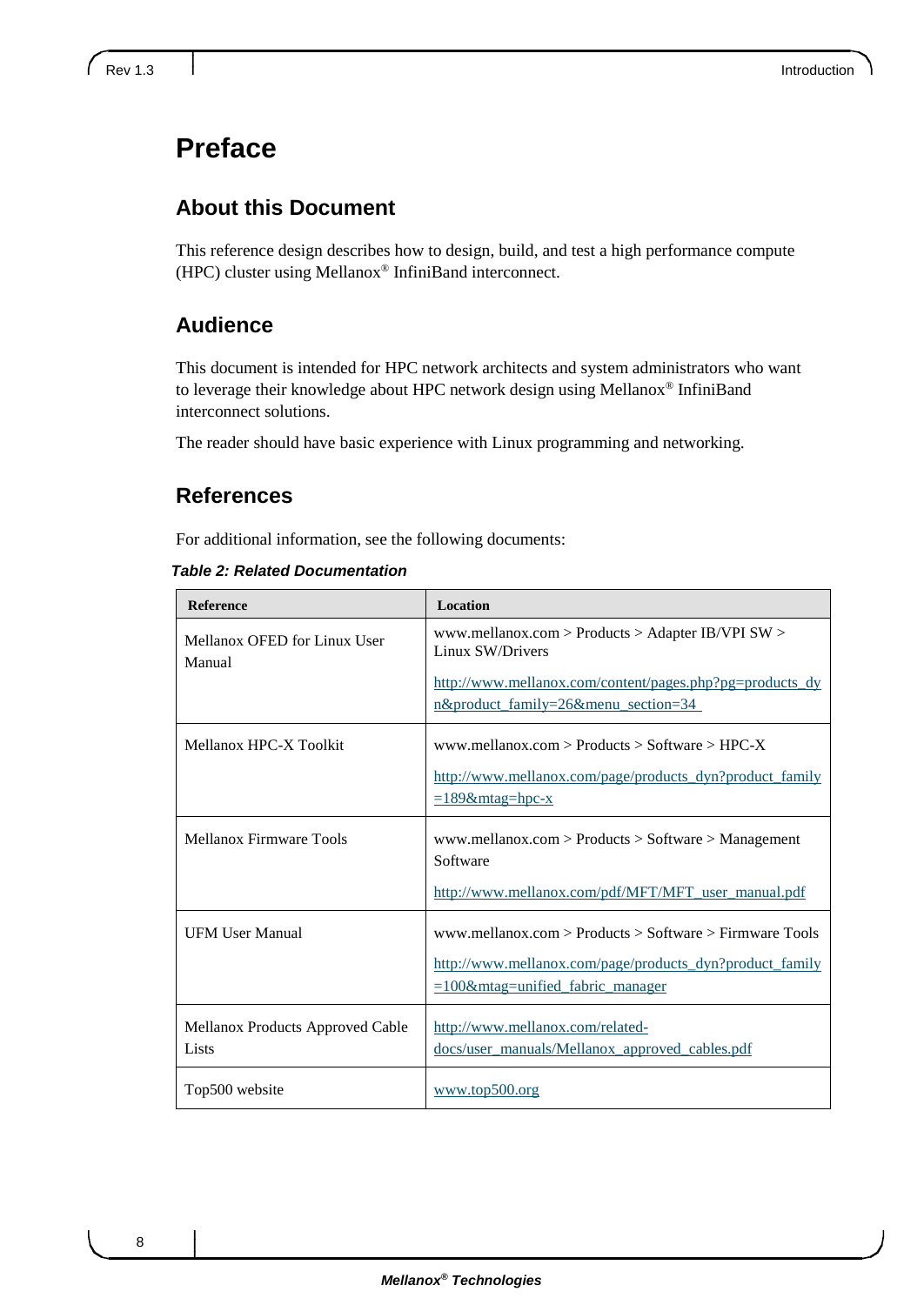# Preface

## About this Document

This reference design describes how to design, build, and test a high performance compute (HPC) cluster using Mellanox® InfiniBand interconnect.

## Audience

This document is intended for HPC network architects and system administrators who want to leverage their knowledge about HPC network design using Mellanox® InfiniBand interconnect solutions.

The reader should have basic experience with Linux programming and networking.

## References

For additional information, see the following documents:

***Table 2: Related Documentation***

| Reference | Location |
|---|---|
| Mellanox OFED for Linux User Manual | www.mellanox.com > Products > Adapter IB/VPI SW > Linux SW/Drivers<br><br>http://www.mellanox.com/content/pages.php?pg=products_dyn&product_family=26&menu_section=34 |
| Mellanox HPC-X Toolkit | www.mellanox.com > Products > Software > HPC-X<br><br>http://www.mellanox.com/page/products_dyn?product_family=189&mtag=hpc-x |
| Mellanox Firmware Tools | www.mellanox.com > Products > Software > Management Software<br><br>http://www.mellanox.com/pdf/MFT/MFT_user_manual.pdf |
| UFM User Manual | www.mellanox.com > Products > Software > Firmware Tools<br><br>http://www.mellanox.com/page/products_dyn?product_family=100&mtag=unified_fabric_manager |
| Mellanox Products Approved Cable Lists | http://www.mellanox.com/related-docs/user_manuals/Mellanox_approved_cables.pdf |
| Top500 website | www.top500.org |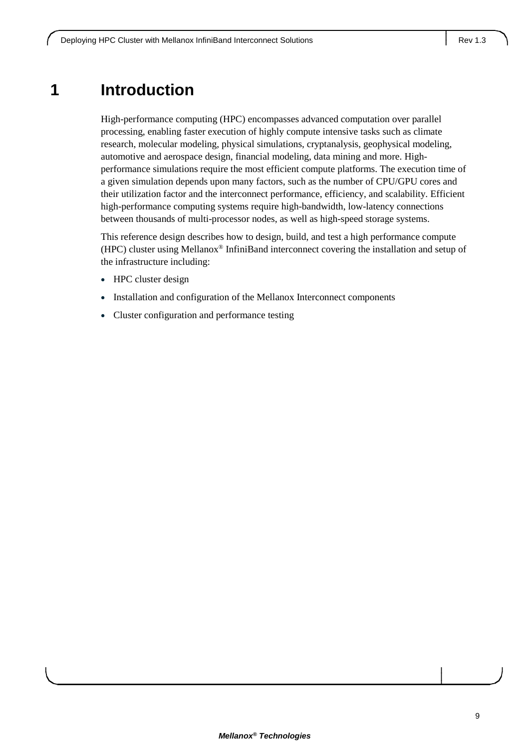# 1 Introduction

High-performance computing (HPC) encompasses advanced computation over parallel processing, enabling faster execution of highly compute intensive tasks such as climate research, molecular modeling, physical simulations, cryptanalysis, geophysical modeling, automotive and aerospace design, financial modeling, data mining and more. High-performance simulations require the most efficient compute platforms. The execution time of a given simulation depends upon many factors, such as the number of CPU/GPU cores and their utilization factor and the interconnect performance, efficiency, and scalability. Efficient high-performance computing systems require high-bandwidth, low-latency connections between thousands of multi-processor nodes, as well as high-speed storage systems.

This reference design describes how to design, build, and test a high performance compute (HPC) cluster using Mellanox® InfiniBand interconnect covering the installation and setup of the infrastructure including:

- HPC cluster design
- Installation and configuration of the Mellanox Interconnect components
- Cluster configuration and performance testing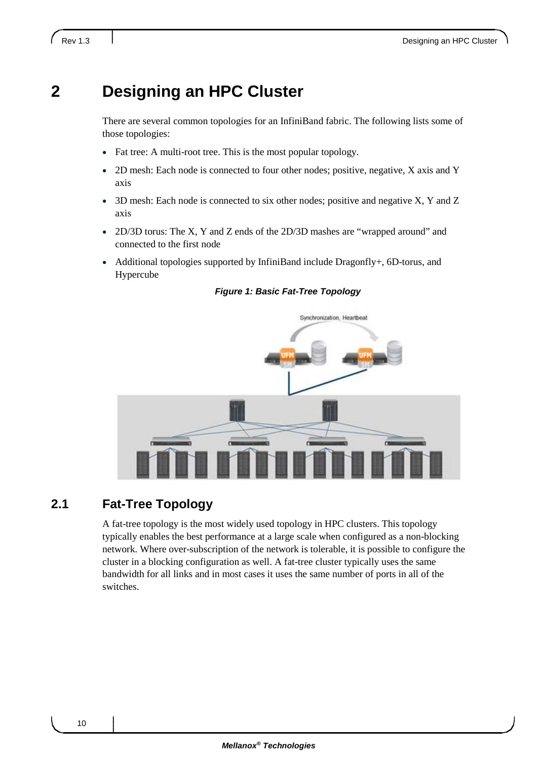# 2 Designing an HPC Cluster

There are several common topologies for an InfiniBand fabric. The following lists some of those topologies:

- Fat tree: A multi-root tree. This is the most popular topology.
- 2D mesh: Each node is connected to four other nodes; positive, negative, X axis and Y axis
- 3D mesh: Each node is connected to six other nodes; positive and negative X, Y and Z axis
- 2D/3D torus: The X, Y and Z ends of the 2D/3D mashes are "wrapped around" and connected to the first node
- Additional topologies supported by InfiniBand include Dragonfly+, 6D-torus, and Hypercube

***Figure 1: Basic Fat-Tree Topology***

Synchronization, Heartbeat

UFM SM

UFM SM

## 2.1 Fat-Tree Topology

A fat-tree topology is the most widely used topology in HPC clusters. This topology typically enables the best performance at a large scale when configured as a non-blocking network. Where over-subscription of the network is tolerable, it is possible to configure the cluster in a blocking configuration as well. A fat-tree cluster typically uses the same bandwidth for all links and in most cases it uses the same number of ports in all of the switches.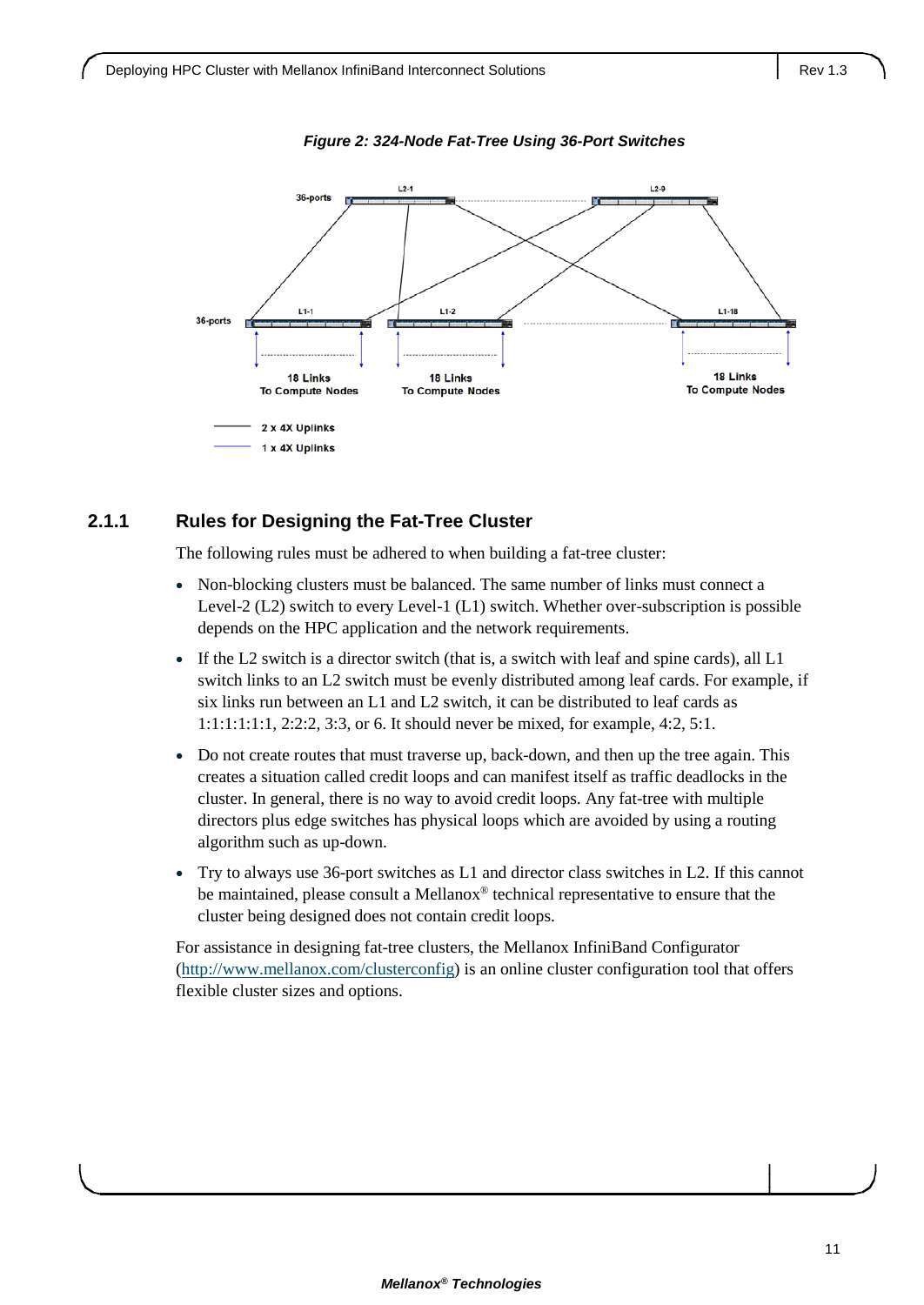*Figure 2: 324-Node Fat-Tree Using 36-Port Switches*

36-ports

L2-1

L2-9

36-ports

L1-1

L1-2

L1-18

18 Links
To Compute Nodes

18 Links
To Compute Nodes

18 Links
To Compute Nodes

2 x 4X Uplinks

1 x 4X Uplinks

### 2.1.1 Rules for Designing the Fat-Tree Cluster

The following rules must be adhered to when building a fat-tree cluster:

- Non-blocking clusters must be balanced. The same number of links must connect a Level-2 (L2) switch to every Level-1 (L1) switch. Whether over-subscription is possible depends on the HPC application and the network requirements.
- If the L2 switch is a director switch (that is, a switch with leaf and spine cards), all L1 switch links to an L2 switch must be evenly distributed among leaf cards. For example, if six links run between an L1 and L2 switch, it can be distributed to leaf cards as 1:1:1:1:1:1, 2:2:2, 3:3, or 6. It should never be mixed, for example, 4:2, 5:1.
- Do not create routes that must traverse up, back-down, and then up the tree again. This creates a situation called credit loops and can manifest itself as traffic deadlocks in the cluster. In general, there is no way to avoid credit loops. Any fat-tree with multiple directors plus edge switches has physical loops which are avoided by using a routing algorithm such as up-down.
- Try to always use 36-port switches as L1 and director class switches in L2. If this cannot be maintained, please consult a Mellanox® technical representative to ensure that the cluster being designed does not contain credit loops.

For assistance in designing fat-tree clusters, the Mellanox InfiniBand Configurator (http://www.mellanox.com/clusterconfig) is an online cluster configuration tool that offers flexible cluster sizes and options.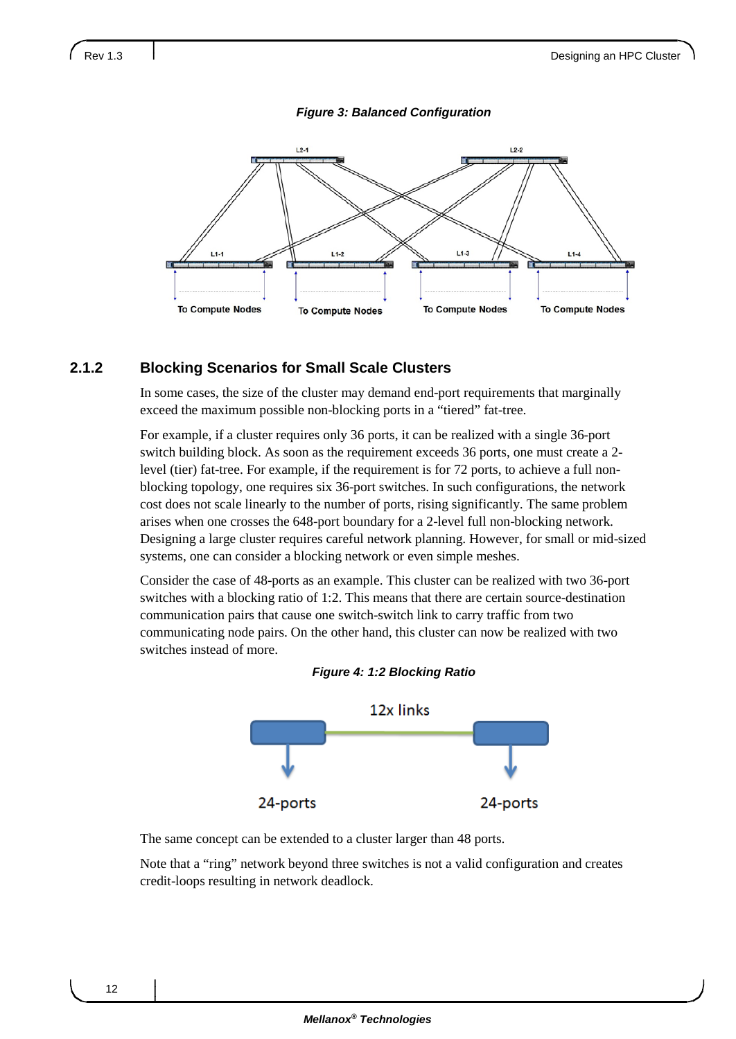*Figure 3: Balanced Configuration*

L2-1

L2-2

L1-1

L1-2

L1-3

L1-4

To Compute Nodes

To Compute Nodes

To Compute Nodes

To Compute Nodes

### 2.1.2 Blocking Scenarios for Small Scale Clusters

In some cases, the size of the cluster may demand end-port requirements that marginally exceed the maximum possible non-blocking ports in a "tiered" fat-tree.

For example, if a cluster requires only 36 ports, it can be realized with a single 36-port switch building block. As soon as the requirement exceeds 36 ports, one must create a 2-level (tier) fat-tree. For example, if the requirement is for 72 ports, to achieve a full non-blocking topology, one requires six 36-port switches. In such configurations, the network cost does not scale linearly to the number of ports, rising significantly. The same problem arises when one crosses the 648-port boundary for a 2-level full non-blocking network. Designing a large cluster requires careful network planning. However, for small or mid-sized systems, one can consider a blocking network or even simple meshes.

Consider the case of 48-ports as an example. This cluster can be realized with two 36-port switches with a blocking ratio of 1:2. This means that there are certain source-destination communication pairs that cause one switch-switch link to carry traffic from two communicating node pairs. On the other hand, this cluster can now be realized with two switches instead of more.

*Figure 4: 1:2 Blocking Ratio*

12x links

24-ports

24-ports

The same concept can be extended to a cluster larger than 48 ports.

Note that a "ring" network beyond three switches is not a valid configuration and creates credit-loops resulting in network deadlock.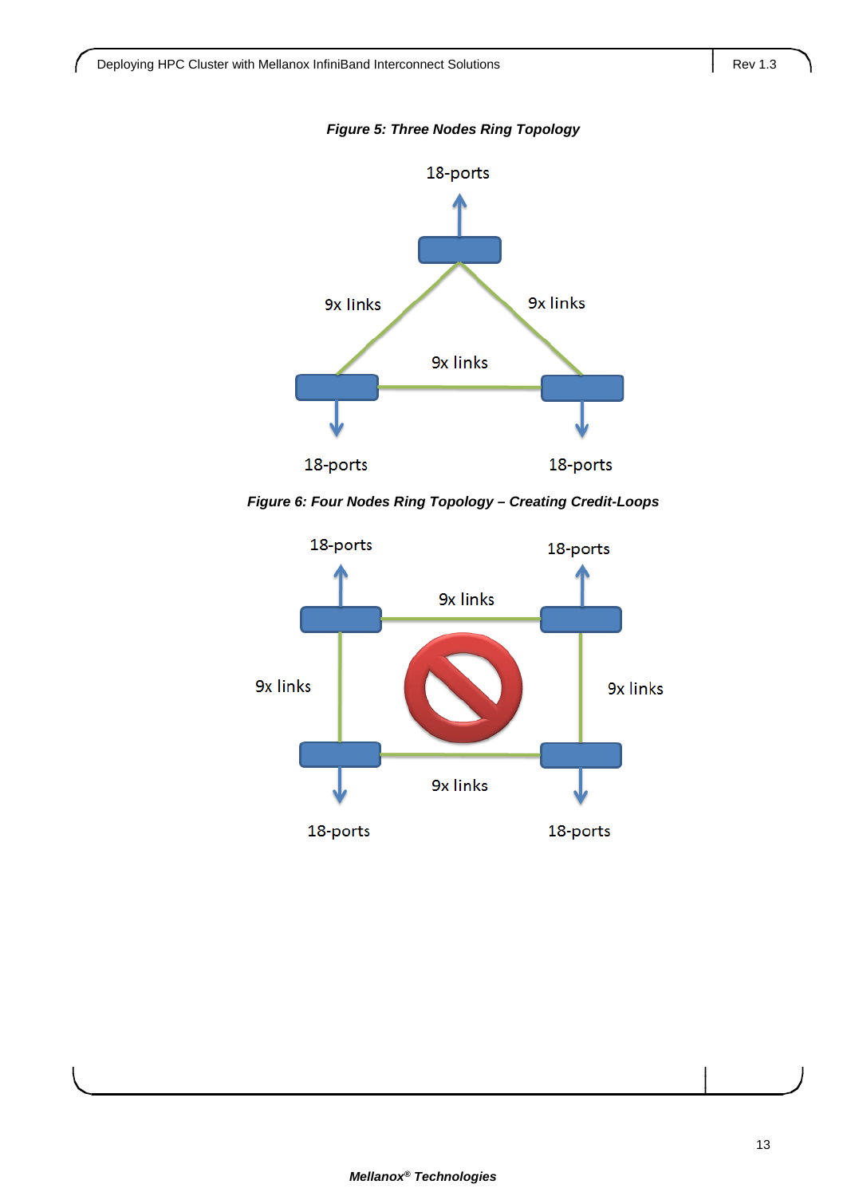*Figure 5: Three Nodes Ring Topology*

18-ports

9x links

9x links

9x links

18-ports

18-ports

*Figure 6: Four Nodes Ring Topology – Creating Credit-Loops*

18-ports

18-ports

9x links

9x links

9x links

9x links

18-ports

18-ports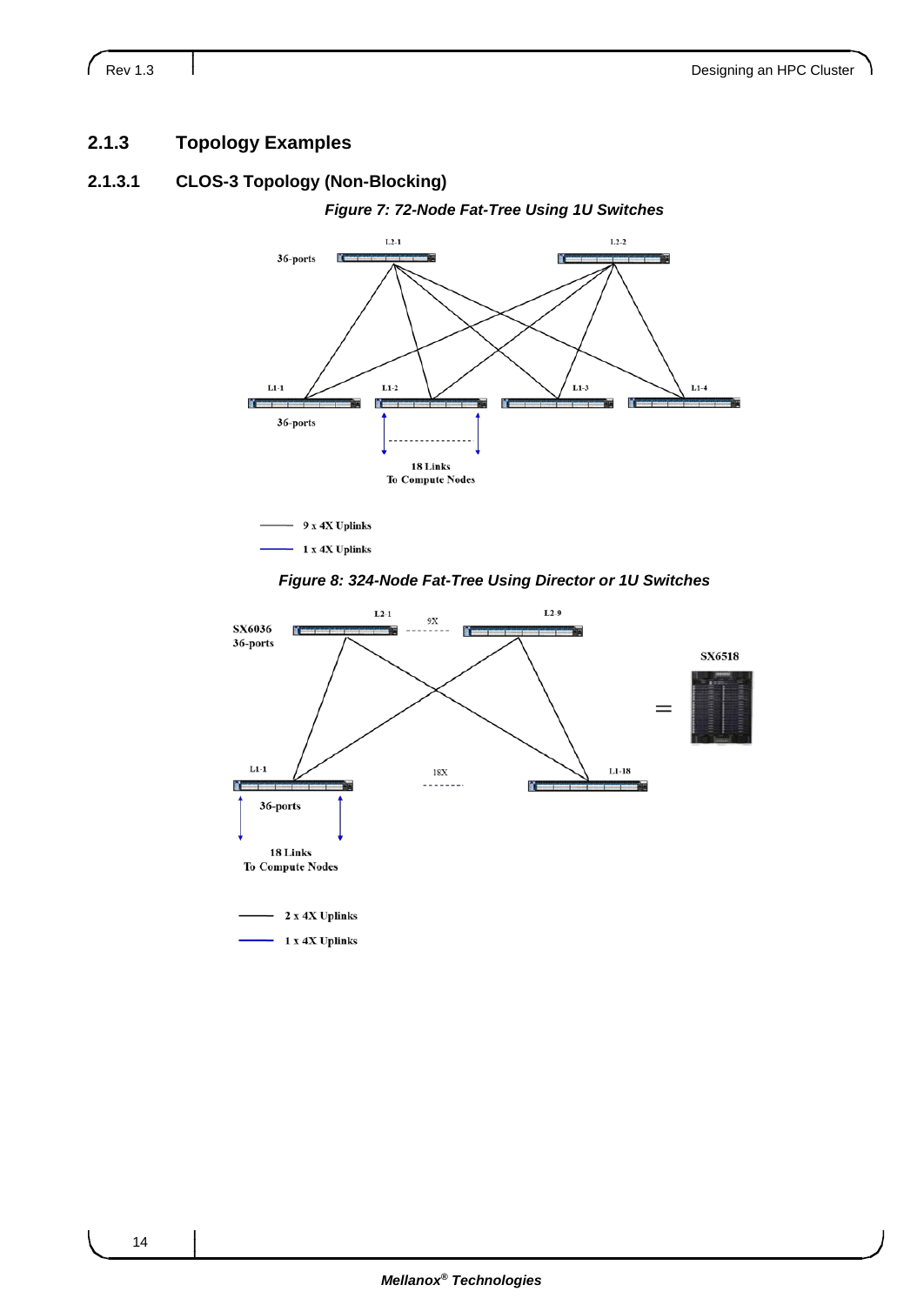### 2.1.3 Topology Examples

#### 2.1.3.1 CLOS-3 Topology (Non-Blocking)

*Figure 7: 72-Node Fat-Tree Using 1U Switches*

L2-1
L2-2
36-ports
L1-1
L1-2
L1-3
L1-4
36-ports
18 Links
To Compute Nodes
9 x 4X Uplinks
1 x 4X Uplinks

*Figure 8: 324-Node Fat-Tree Using Director or 1U Switches*

L2-1
9X
L2-9
SX6036
36-ports
SX6518
=
L1-1
18X
L1-18
36-ports
18 Links
To Compute Nodes
2 x 4X Uplinks
1 x 4X Uplinks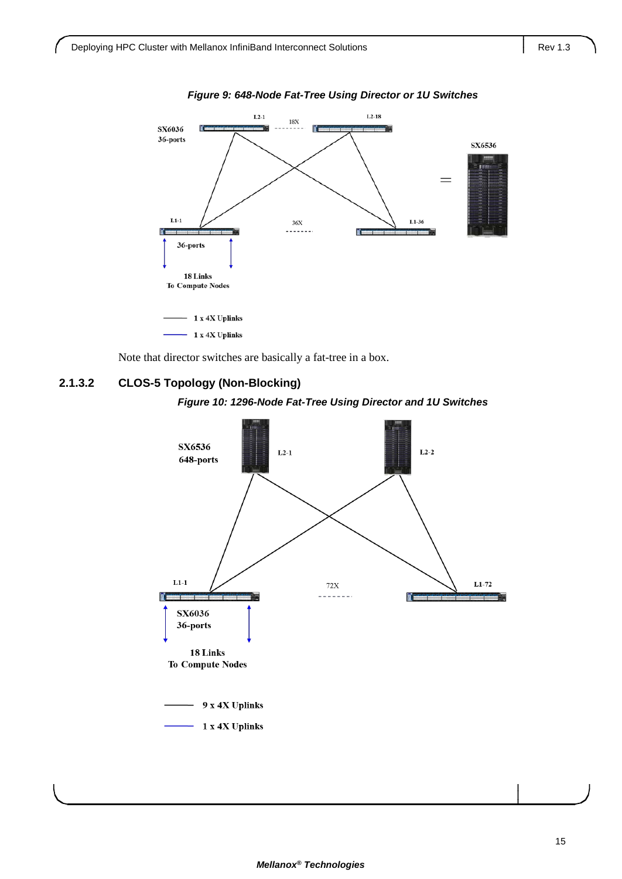*Figure 9: 648-Node Fat-Tree Using Director or 1U Switches*

L2-1
18X
L2-18
SX6036
36-ports
SX6536
=
L1-1
36X
L1-36
36-ports
18 Links
To Compute Nodes
1 x 4X Uplinks
1 x 4X Uplinks

Note that director switches are basically a fat-tree in a box.

### 2.1.3.2 CLOS-5 Topology (Non-Blocking)

*Figure 10: 1296-Node Fat-Tree Using Director and 1U Switches*

SX6536
648-ports
L2-1
L2-2
L1-1
72X
L1-72
SX6036
36-ports
18 Links
To Compute Nodes
9 x 4X Uplinks
1 x 4X Uplinks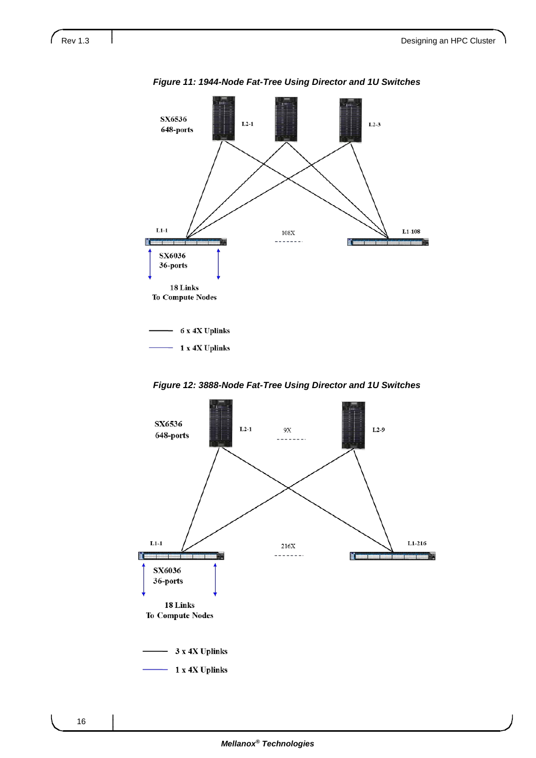*Figure 11: 1944-Node Fat-Tree Using Director and 1U Switches*

SX6536
648-ports

L2-1

L2-3

L1-1

108X

L1-108

SX6036
36-ports

18 Links
To Compute Nodes

6 x 4X Uplinks

1 x 4X Uplinks

*Figure 12: 3888-Node Fat-Tree Using Director and 1U Switches*

SX6536
648-ports

L2-1

9X

L2-9

L1-1

216X

L1-216

SX6036
36-ports

18 Links
To Compute Nodes

3 x 4X Uplinks

1 x 4X Uplinks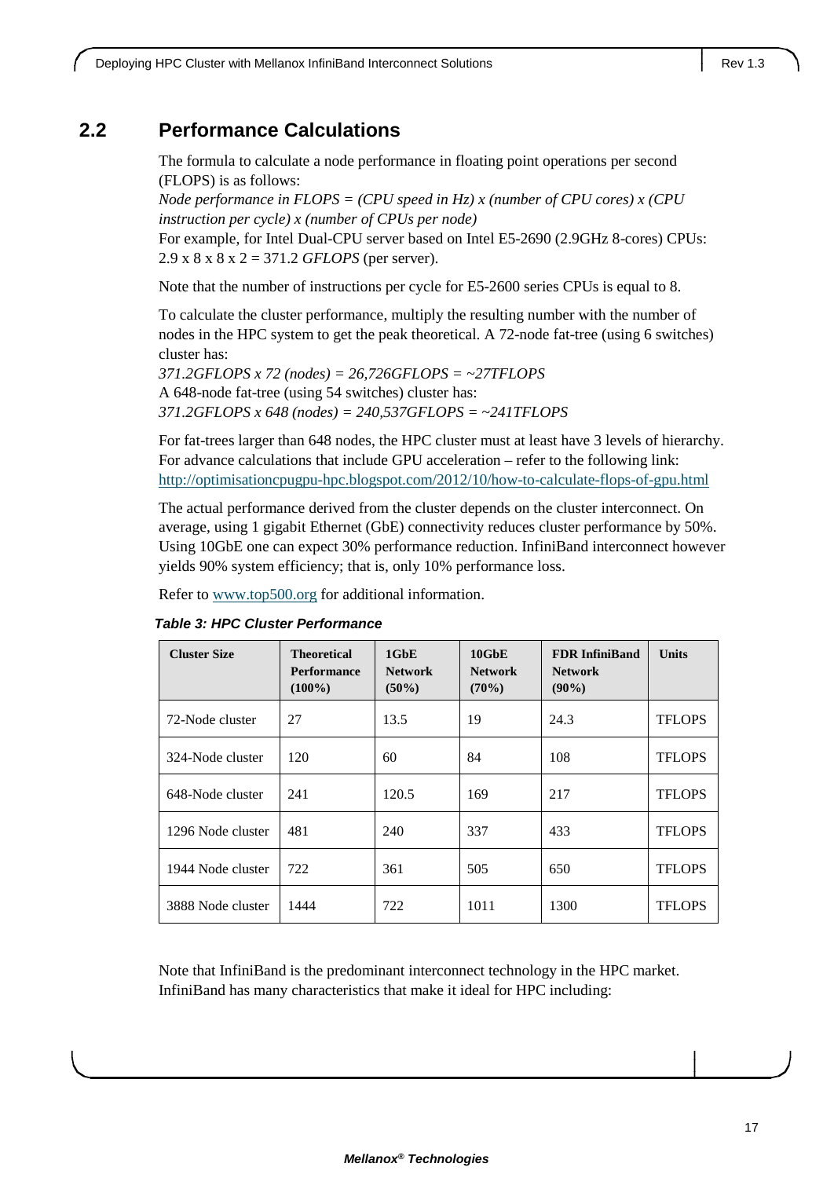## 2.2 Performance Calculations

The formula to calculate a node performance in floating point operations per second (FLOPS) is as follows:
*Node performance in FLOPS = (CPU speed in Hz) x (number of CPU cores) x (CPU instruction per cycle) x (number of CPUs per node)*
For example, for Intel Dual-CPU server based on Intel E5-2690 (2.9GHz 8-cores) CPUs:
2.9 x 8 x 8 x 2 = 371.2 *GFLOPS* (per server).

Note that the number of instructions per cycle for E5-2600 series CPUs is equal to 8.

To calculate the cluster performance, multiply the resulting number with the number of nodes in the HPC system to get the peak theoretical. A 72-node fat-tree (using 6 switches) cluster has:
*371.2GFLOPS x 72 (nodes) = 26,726GFLOPS = ~27TFLOPS*
A 648-node fat-tree (using 54 switches) cluster has:
*371.2GFLOPS x 648 (nodes) = 240,537GFLOPS = ~241TFLOPS*

For fat-trees larger than 648 nodes, the HPC cluster must at least have 3 levels of hierarchy. For advance calculations that include GPU acceleration – refer to the following link: http://optimisationcpugpu-hpc.blogspot.com/2012/10/how-to-calculate-flops-of-gpu.html

The actual performance derived from the cluster depends on the cluster interconnect. On average, using 1 gigabit Ethernet (GbE) connectivity reduces cluster performance by 50%. Using 10GbE one can expect 30% performance reduction. InfiniBand interconnect however yields 90% system efficiency; that is, only 10% performance loss.

Refer to www.top500.org for additional information.

***Table 3: HPC Cluster Performance***

| Cluster Size | Theoretical Performance (100%) | 1GbE Network (50%) | 10GbE Network (70%) | FDR InfiniBand Network (90%) | Units |
|---|---|---|---|---|---|
| 72-Node cluster | 27 | 13.5 | 19 | 24.3 | TFLOPS |
| 324-Node cluster | 120 | 60 | 84 | 108 | TFLOPS |
| 648-Node cluster | 241 | 120.5 | 169 | 217 | TFLOPS |
| 1296 Node cluster | 481 | 240 | 337 | 433 | TFLOPS |
| 1944 Node cluster | 722 | 361 | 505 | 650 | TFLOPS |
| 3888 Node cluster | 1444 | 722 | 1011 | 1300 | TFLOPS |

Note that InfiniBand is the predominant interconnect technology in the HPC market. InfiniBand has many characteristics that make it ideal for HPC including: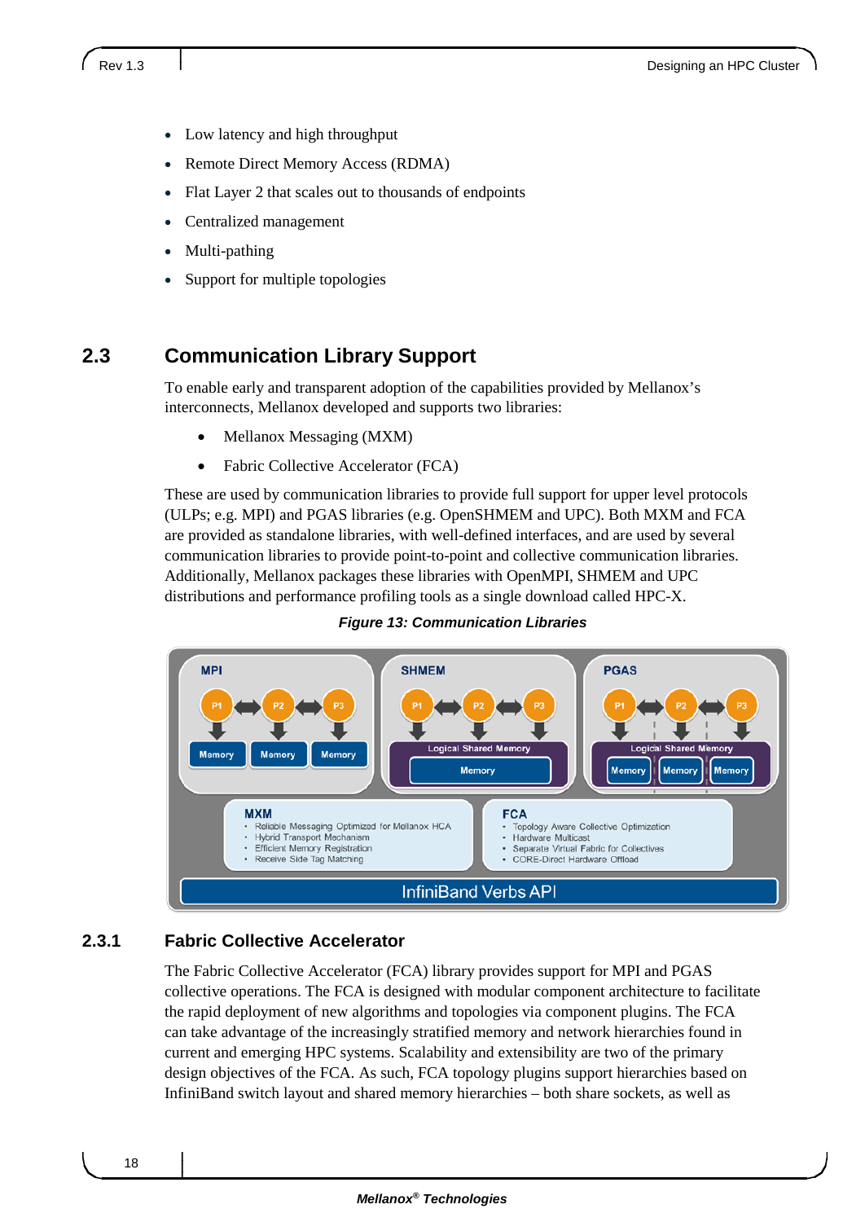- Low latency and high throughput
- Remote Direct Memory Access (RDMA)
- Flat Layer 2 that scales out to thousands of endpoints
- Centralized management
- Multi-pathing
- Support for multiple topologies

## 2.3 Communication Library Support

To enable early and transparent adoption of the capabilities provided by Mellanox's interconnects, Mellanox developed and supports two libraries:

- Mellanox Messaging (MXM)
- Fabric Collective Accelerator (FCA)

These are used by communication libraries to provide full support for upper level protocols (ULPs; e.g. MPI) and PGAS libraries (e.g. OpenSHMEM and UPC). Both MXM and FCA are provided as standalone libraries, with well-defined interfaces, and are used by several communication libraries to provide point-to-point and collective communication libraries. Additionally, Mellanox packages these libraries with OpenMPI, SHMEM and UPC distributions and performance profiling tools as a single download called HPC-X.

***Figure 13: Communication Libraries***

MPI
P1 P2 P3
Memory Memory Memory

SHMEM
P1 P2 P3
Logical Shared Memory
Memory

PGAS
P1 P2 P3
Logical Shared Memory
Memory Memory Memory

MXM
- Reliable Messaging Optimized for Mellanox HCA
- Hybrid Transport Mechanism
- Efficient Memory Registration
- Receive Side Tag Matching

FCA
- Topology Aware Collective Optimization
- Hardware Multicast
- Separate Virtual Fabric for Collectives
- CORE-Direct Hardware Offload

InfiniBand Verbs API

### 2.3.1 Fabric Collective Accelerator

The Fabric Collective Accelerator (FCA) library provides support for MPI and PGAS collective operations. The FCA is designed with modular component architecture to facilitate the rapid deployment of new algorithms and topologies via component plugins. The FCA can take advantage of the increasingly stratified memory and network hierarchies found in current and emerging HPC systems. Scalability and extensibility are two of the primary design objectives of the FCA. As such, FCA topology plugins support hierarchies based on InfiniBand switch layout and shared memory hierarchies – both share sockets, as well as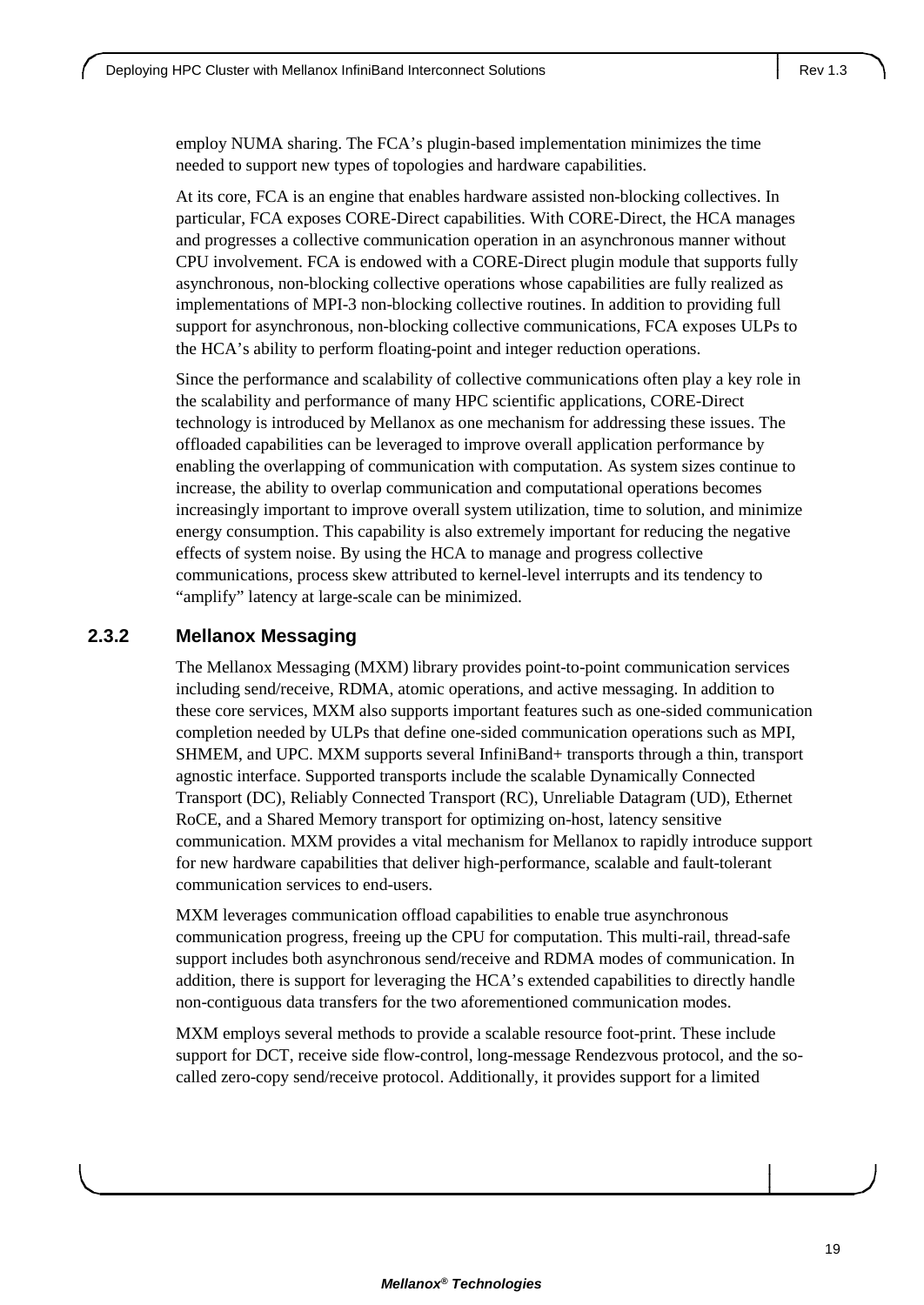employ NUMA sharing. The FCA's plugin-based implementation minimizes the time needed to support new types of topologies and hardware capabilities.

At its core, FCA is an engine that enables hardware assisted non-blocking collectives. In particular, FCA exposes CORE-Direct capabilities. With CORE-Direct, the HCA manages and progresses a collective communication operation in an asynchronous manner without CPU involvement. FCA is endowed with a CORE-Direct plugin module that supports fully asynchronous, non-blocking collective operations whose capabilities are fully realized as implementations of MPI-3 non-blocking collective routines. In addition to providing full support for asynchronous, non-blocking collective communications, FCA exposes ULPs to the HCA's ability to perform floating-point and integer reduction operations.

Since the performance and scalability of collective communications often play a key role in the scalability and performance of many HPC scientific applications, CORE-Direct technology is introduced by Mellanox as one mechanism for addressing these issues. The offloaded capabilities can be leveraged to improve overall application performance by enabling the overlapping of communication with computation. As system sizes continue to increase, the ability to overlap communication and computational operations becomes increasingly important to improve overall system utilization, time to solution, and minimize energy consumption. This capability is also extremely important for reducing the negative effects of system noise. By using the HCA to manage and progress collective communications, process skew attributed to kernel-level interrupts and its tendency to "amplify" latency at large-scale can be minimized.

### 2.3.2 Mellanox Messaging

The Mellanox Messaging (MXM) library provides point-to-point communication services including send/receive, RDMA, atomic operations, and active messaging. In addition to these core services, MXM also supports important features such as one-sided communication completion needed by ULPs that define one-sided communication operations such as MPI, SHMEM, and UPC. MXM supports several InfiniBand+ transports through a thin, transport agnostic interface. Supported transports include the scalable Dynamically Connected Transport (DC), Reliably Connected Transport (RC), Unreliable Datagram (UD), Ethernet RoCE, and a Shared Memory transport for optimizing on-host, latency sensitive communication. MXM provides a vital mechanism for Mellanox to rapidly introduce support for new hardware capabilities that deliver high-performance, scalable and fault-tolerant communication services to end-users.

MXM leverages communication offload capabilities to enable true asynchronous communication progress, freeing up the CPU for computation. This multi-rail, thread-safe support includes both asynchronous send/receive and RDMA modes of communication. In addition, there is support for leveraging the HCA's extended capabilities to directly handle non-contiguous data transfers for the two aforementioned communication modes.

MXM employs several methods to provide a scalable resource foot-print. These include support for DCT, receive side flow-control, long-message Rendezvous protocol, and the so-called zero-copy send/receive protocol. Additionally, it provides support for a limited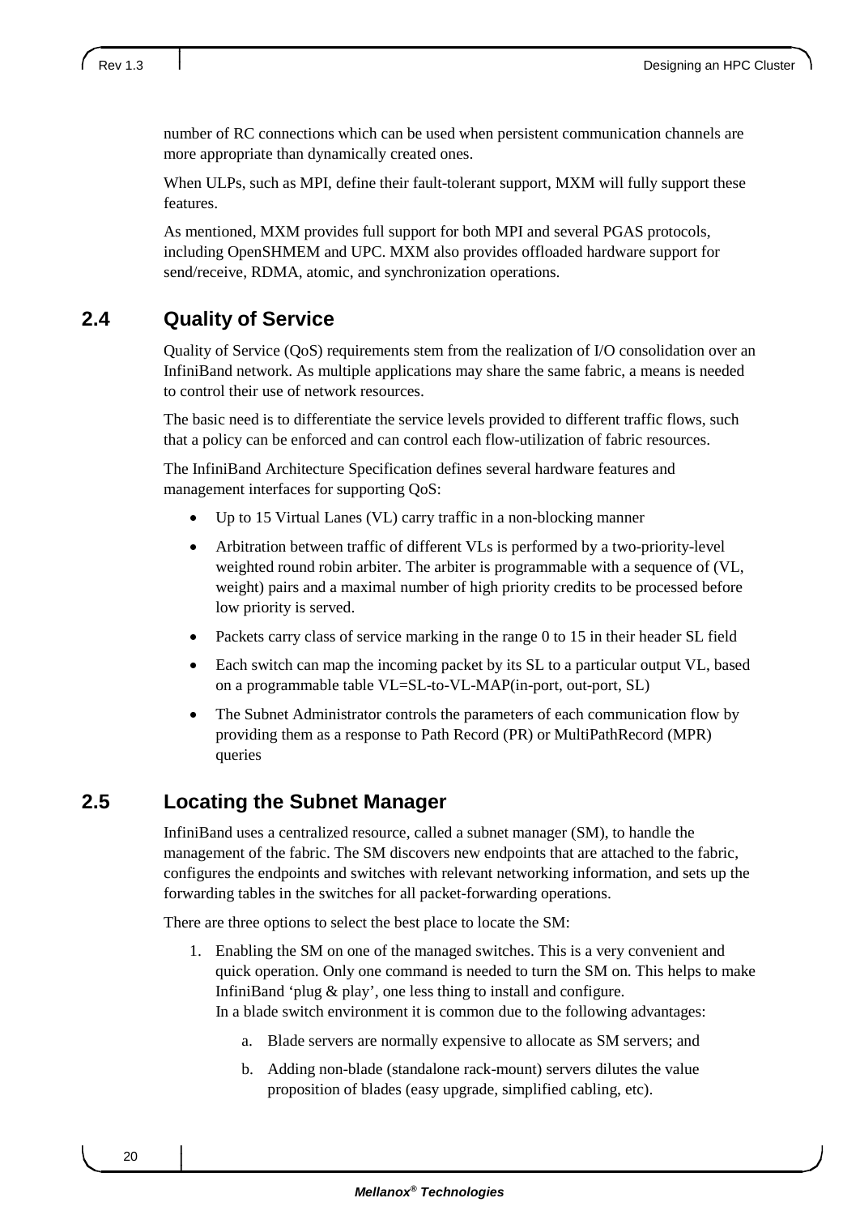number of RC connections which can be used when persistent communication channels are more appropriate than dynamically created ones.

When ULPs, such as MPI, define their fault-tolerant support, MXM will fully support these features.

As mentioned, MXM provides full support for both MPI and several PGAS protocols, including OpenSHMEM and UPC. MXM also provides offloaded hardware support for send/receive, RDMA, atomic, and synchronization operations.

## 2.4 Quality of Service

Quality of Service (QoS) requirements stem from the realization of I/O consolidation over an InfiniBand network. As multiple applications may share the same fabric, a means is needed to control their use of network resources.

The basic need is to differentiate the service levels provided to different traffic flows, such that a policy can be enforced and can control each flow-utilization of fabric resources.

The InfiniBand Architecture Specification defines several hardware features and management interfaces for supporting QoS:

- Up to 15 Virtual Lanes (VL) carry traffic in a non-blocking manner
- Arbitration between traffic of different VLs is performed by a two-priority-level weighted round robin arbiter. The arbiter is programmable with a sequence of (VL, weight) pairs and a maximal number of high priority credits to be processed before low priority is served.
- Packets carry class of service marking in the range 0 to 15 in their header SL field
- Each switch can map the incoming packet by its SL to a particular output VL, based on a programmable table VL=SL-to-VL-MAP(in-port, out-port, SL)
- The Subnet Administrator controls the parameters of each communication flow by providing them as a response to Path Record (PR) or MultiPathRecord (MPR) queries

## 2.5 Locating the Subnet Manager

InfiniBand uses a centralized resource, called a subnet manager (SM), to handle the management of the fabric. The SM discovers new endpoints that are attached to the fabric, configures the endpoints and switches with relevant networking information, and sets up the forwarding tables in the switches for all packet-forwarding operations.

There are three options to select the best place to locate the SM:

1. Enabling the SM on one of the managed switches. This is a very convenient and quick operation. Only one command is needed to turn the SM on. This helps to make InfiniBand 'plug & play', one less thing to install and configure.
   In a blade switch environment it is common due to the following advantages:
   a. Blade servers are normally expensive to allocate as SM servers; and
   b. Adding non-blade (standalone rack-mount) servers dilutes the value proposition of blades (easy upgrade, simplified cabling, etc).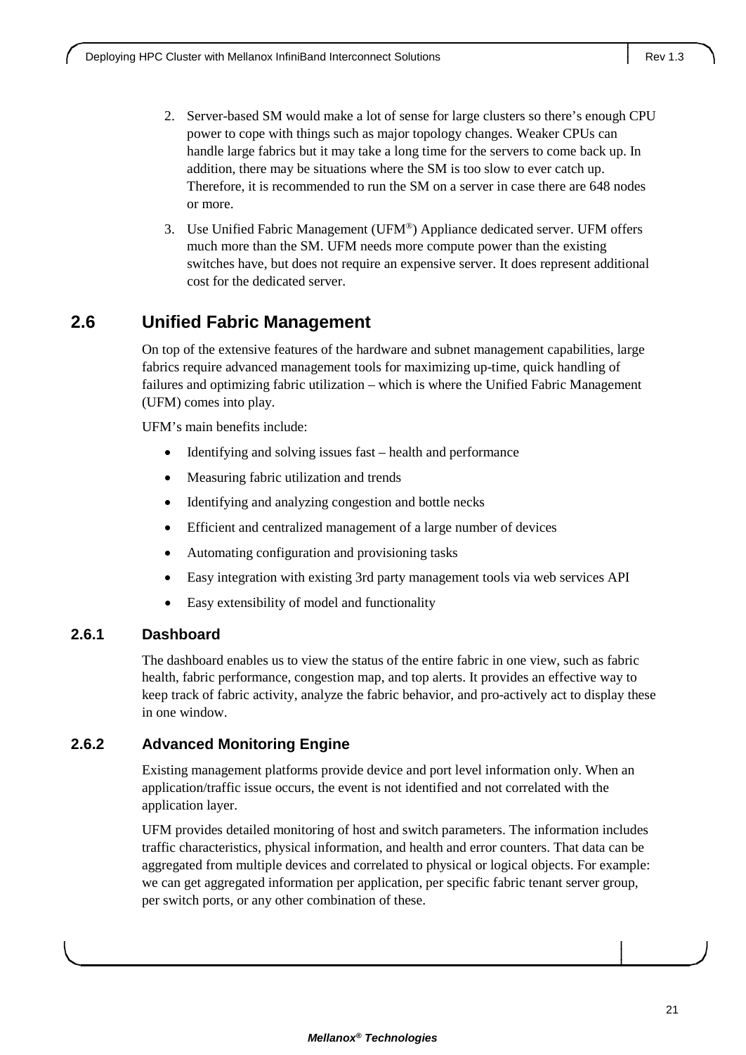2. Server-based SM would make a lot of sense for large clusters so there's enough CPU power to cope with things such as major topology changes. Weaker CPUs can handle large fabrics but it may take a long time for the servers to come back up. In addition, there may be situations where the SM is too slow to ever catch up. Therefore, it is recommended to run the SM on a server in case there are 648 nodes or more.

3. Use Unified Fabric Management (UFM®) Appliance dedicated server. UFM offers much more than the SM. UFM needs more compute power than the existing switches have, but does not require an expensive server. It does represent additional cost for the dedicated server.

## 2.6 Unified Fabric Management

On top of the extensive features of the hardware and subnet management capabilities, large fabrics require advanced management tools for maximizing up-time, quick handling of failures and optimizing fabric utilization – which is where the Unified Fabric Management (UFM) comes into play.

UFM's main benefits include:

- Identifying and solving issues fast – health and performance
- Measuring fabric utilization and trends
- Identifying and analyzing congestion and bottle necks
- Efficient and centralized management of a large number of devices
- Automating configuration and provisioning tasks
- Easy integration with existing 3rd party management tools via web services API
- Easy extensibility of model and functionality

### 2.6.1 Dashboard

The dashboard enables us to view the status of the entire fabric in one view, such as fabric health, fabric performance, congestion map, and top alerts. It provides an effective way to keep track of fabric activity, analyze the fabric behavior, and pro-actively act to display these in one window.

### 2.6.2 Advanced Monitoring Engine

Existing management platforms provide device and port level information only. When an application/traffic issue occurs, the event is not identified and not correlated with the application layer.

UFM provides detailed monitoring of host and switch parameters. The information includes traffic characteristics, physical information, and health and error counters. That data can be aggregated from multiple devices and correlated to physical or logical objects. For example: we can get aggregated information per application, per specific fabric tenant server group, per switch ports, or any other combination of these.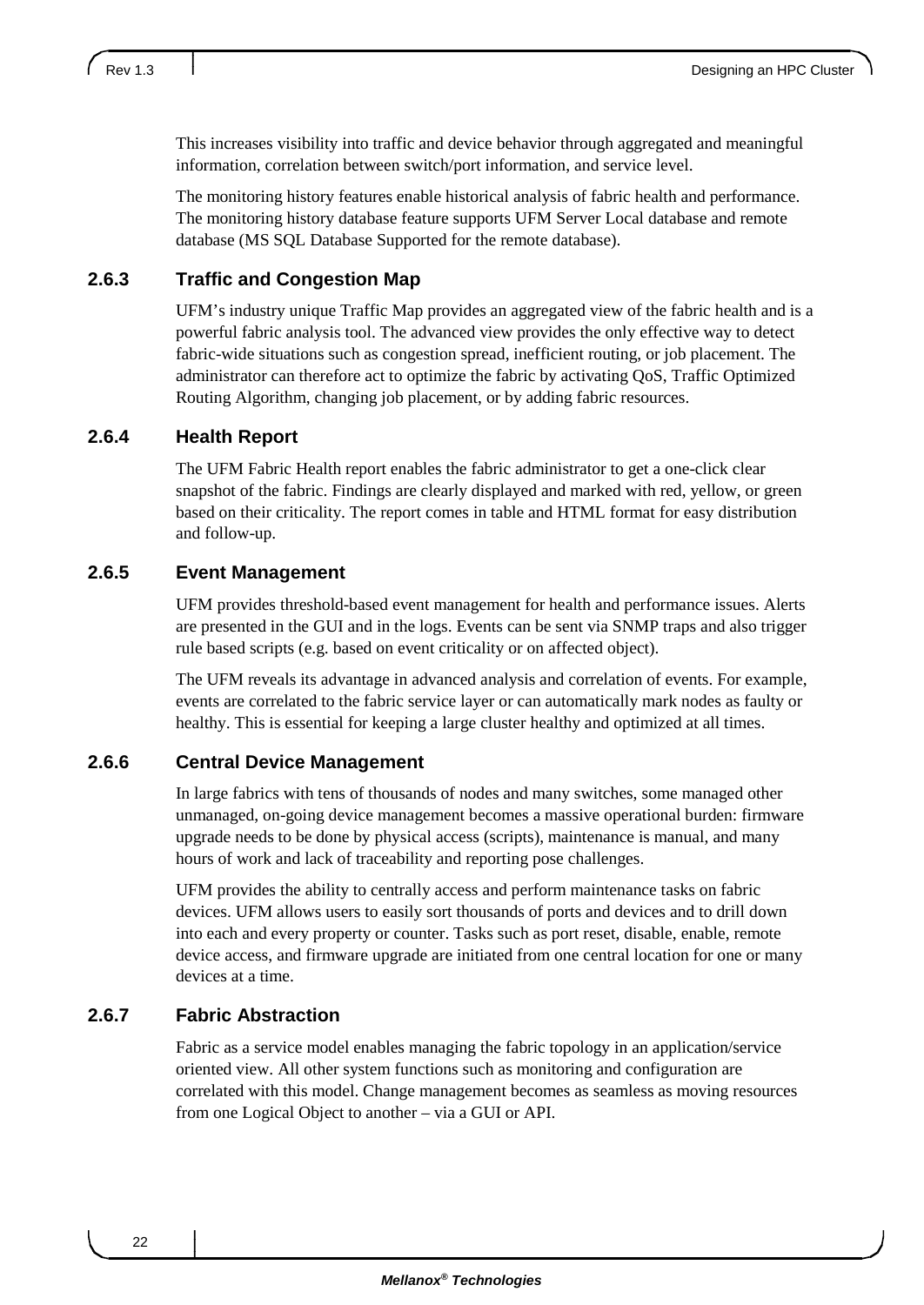This increases visibility into traffic and device behavior through aggregated and meaningful information, correlation between switch/port information, and service level.

The monitoring history features enable historical analysis of fabric health and performance. The monitoring history database feature supports UFM Server Local database and remote database (MS SQL Database Supported for the remote database).

### 2.6.3 Traffic and Congestion Map

UFM's industry unique Traffic Map provides an aggregated view of the fabric health and is a powerful fabric analysis tool. The advanced view provides the only effective way to detect fabric-wide situations such as congestion spread, inefficient routing, or job placement. The administrator can therefore act to optimize the fabric by activating QoS, Traffic Optimized Routing Algorithm, changing job placement, or by adding fabric resources.

### 2.6.4 Health Report

The UFM Fabric Health report enables the fabric administrator to get a one-click clear snapshot of the fabric. Findings are clearly displayed and marked with red, yellow, or green based on their criticality. The report comes in table and HTML format for easy distribution and follow-up.

### 2.6.5 Event Management

UFM provides threshold-based event management for health and performance issues. Alerts are presented in the GUI and in the logs. Events can be sent via SNMP traps and also trigger rule based scripts (e.g. based on event criticality or on affected object).

The UFM reveals its advantage in advanced analysis and correlation of events. For example, events are correlated to the fabric service layer or can automatically mark nodes as faulty or healthy. This is essential for keeping a large cluster healthy and optimized at all times.

### 2.6.6 Central Device Management

In large fabrics with tens of thousands of nodes and many switches, some managed other unmanaged, on-going device management becomes a massive operational burden: firmware upgrade needs to be done by physical access (scripts), maintenance is manual, and many hours of work and lack of traceability and reporting pose challenges.

UFM provides the ability to centrally access and perform maintenance tasks on fabric devices. UFM allows users to easily sort thousands of ports and devices and to drill down into each and every property or counter. Tasks such as port reset, disable, enable, remote device access, and firmware upgrade are initiated from one central location for one or many devices at a time.

### 2.6.7 Fabric Abstraction

Fabric as a service model enables managing the fabric topology in an application/service oriented view. All other system functions such as monitoring and configuration are correlated with this model. Change management becomes as seamless as moving resources from one Logical Object to another – via a GUI or API.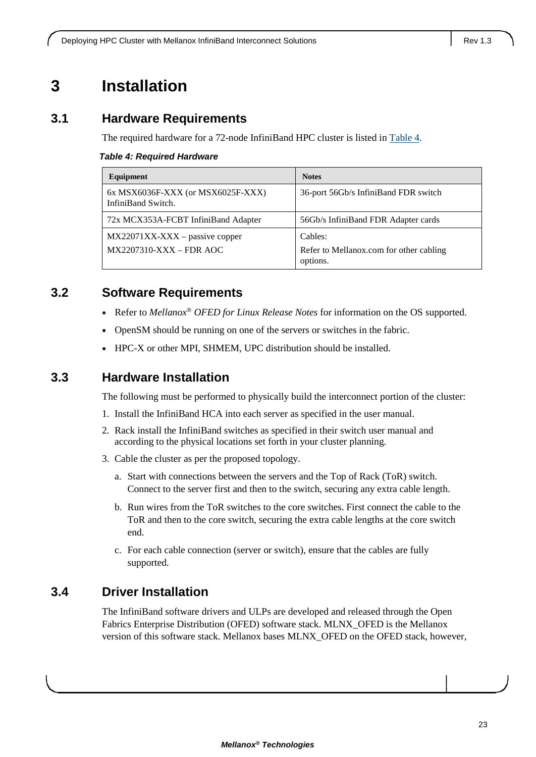# 3 Installation

## 3.1 Hardware Requirements

The required hardware for a 72-node InfiniBand HPC cluster is listed in Table 4.

***Table 4: Required Hardware***

| Equipment | Notes |
|---|---|
| 6x MSX6036F-XXX (or MSX6025F-XXX) InfiniBand Switch. | 36-port 56Gb/s InfiniBand FDR switch |
| 72x MCX353A-FCBT InfiniBand Adapter | 56Gb/s InfiniBand FDR Adapter cards |
| MX22071XX-XXX – passive copper<br>MX2207310-XXX – FDR AOC | Cables:<br>Refer to Mellanox.com for other cabling options. |

## 3.2 Software Requirements

- Refer to *Mellanox® OFED for Linux Release Notes* for information on the OS supported.
- OpenSM should be running on one of the servers or switches in the fabric.
- HPC-X or other MPI, SHMEM, UPC distribution should be installed.

## 3.3 Hardware Installation

The following must be performed to physically build the interconnect portion of the cluster:

1. Install the InfiniBand HCA into each server as specified in the user manual.
2. Rack install the InfiniBand switches as specified in their switch user manual and according to the physical locations set forth in your cluster planning.
3. Cable the cluster as per the proposed topology.
   a. Start with connections between the servers and the Top of Rack (ToR) switch. Connect to the server first and then to the switch, securing any extra cable length.
   b. Run wires from the ToR switches to the core switches. First connect the cable to the ToR and then to the core switch, securing the extra cable lengths at the core switch end.
   c. For each cable connection (server or switch), ensure that the cables are fully supported.

## 3.4 Driver Installation

The InfiniBand software drivers and ULPs are developed and released through the Open Fabrics Enterprise Distribution (OFED) software stack. MLNX_OFED is the Mellanox version of this software stack. Mellanox bases MLNX_OFED on the OFED stack, however,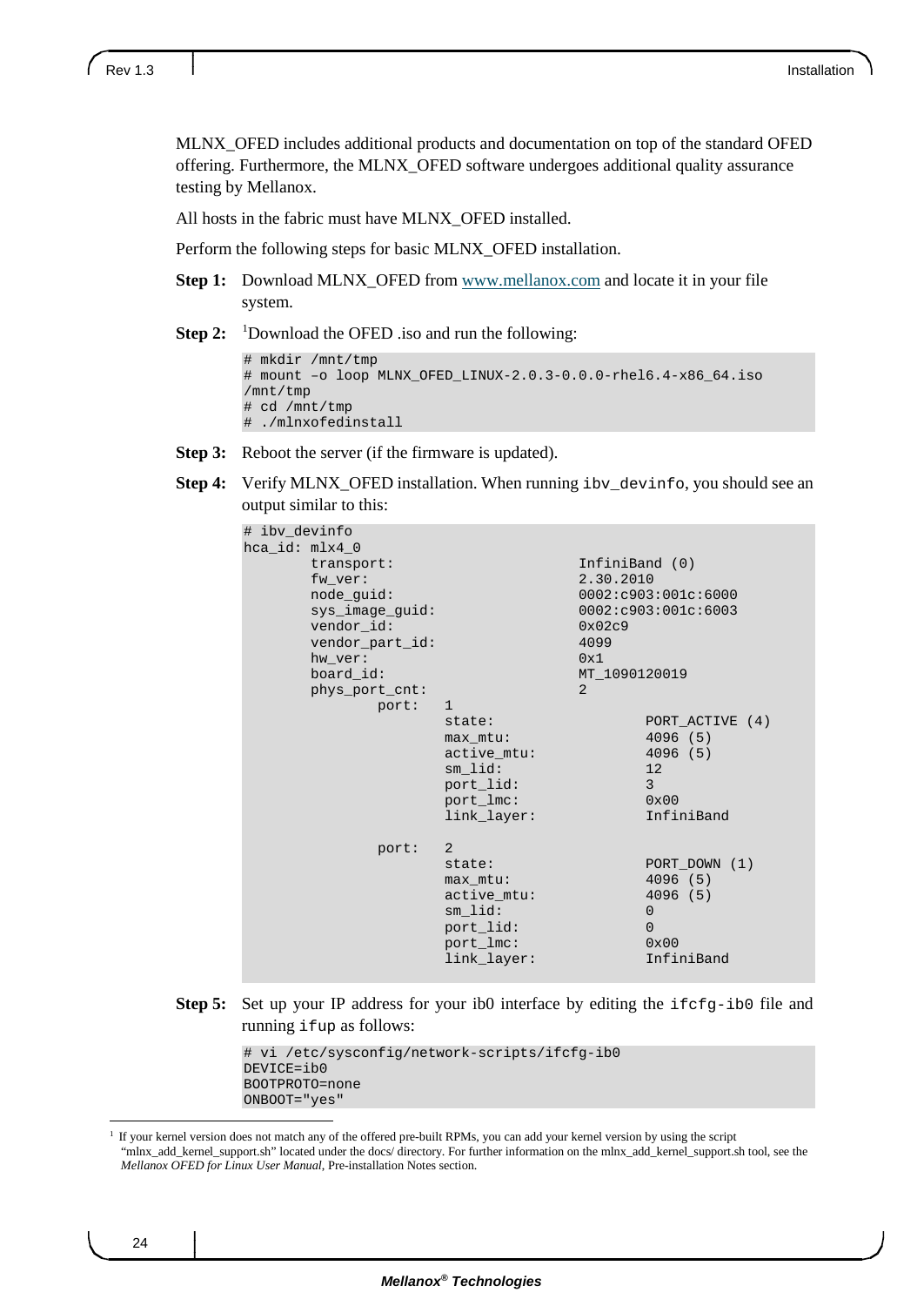MLNX_OFED includes additional products and documentation on top of the standard OFED offering. Furthermore, the MLNX_OFED software undergoes additional quality assurance testing by Mellanox.

All hosts in the fabric must have MLNX_OFED installed.

Perform the following steps for basic MLNX_OFED installation.

**Step 1:** Download MLNX_OFED from www.mellanox.com and locate it in your file system.

**Step 2:** [1]Download the OFED .iso and run the following:

```
# mkdir /mnt/tmp
# mount –o loop MLNX_OFED_LINUX-2.0.3-0.0.0-rhel6.4-x86_64.iso
/mnt/tmp
# cd /mnt/tmp
# ./mlnxofedinstall
```

**Step 3:** Reboot the server (if the firmware is updated).

**Step 4:** Verify MLNX_OFED installation. When running `ibv_devinfo`, you should see an output similar to this:

```
# ibv_devinfo
hca_id: mlx4_0
        transport:                      InfiniBand (0)
        fw_ver:                         2.30.2010
        node_guid:                      0002:c903:001c:6000
        sys_image_guid:                 0002:c903:001c:6003
        vendor_id:                      0x02c9
        vendor_part_id:                 4099
        hw_ver:                         0x1
        board_id:                       MT_1090120019
        phys_port_cnt:                  2
                port:   1
                        state:                  PORT_ACTIVE (4)
                        max_mtu:                4096 (5)
                        active_mtu:             4096 (5)
                        sm_lid:                 12
                        port_lid:               3
                        port_lmc:               0x00
                        link_layer:             InfiniBand

                port:   2
                        state:                  PORT_DOWN (1)
                        max_mtu:                4096 (5)
                        active_mtu:             4096 (5)
                        sm_lid:                 0
                        port_lid:               0
                        port_lmc:               0x00
                        link_layer:             InfiniBand
```

**Step 5:** Set up your IP address for your ib0 interface by editing the `ifcfg-ib0` file and running `ifup` as follows:

```
# vi /etc/sysconfig/network-scripts/ifcfg-ib0
DEVICE=ib0
BOOTPROTO=none
ONBOOT="yes"
```

[1] If your kernel version does not match any of the offered pre-built RPMs, you can add your kernel version by using the script "mlnx_add_kernel_support.sh" located under the docs/ directory. For further information on the mlnx_add_kernel_support.sh tool, see the *Mellanox OFED for Linux User Manual*, Pre-installation Notes section.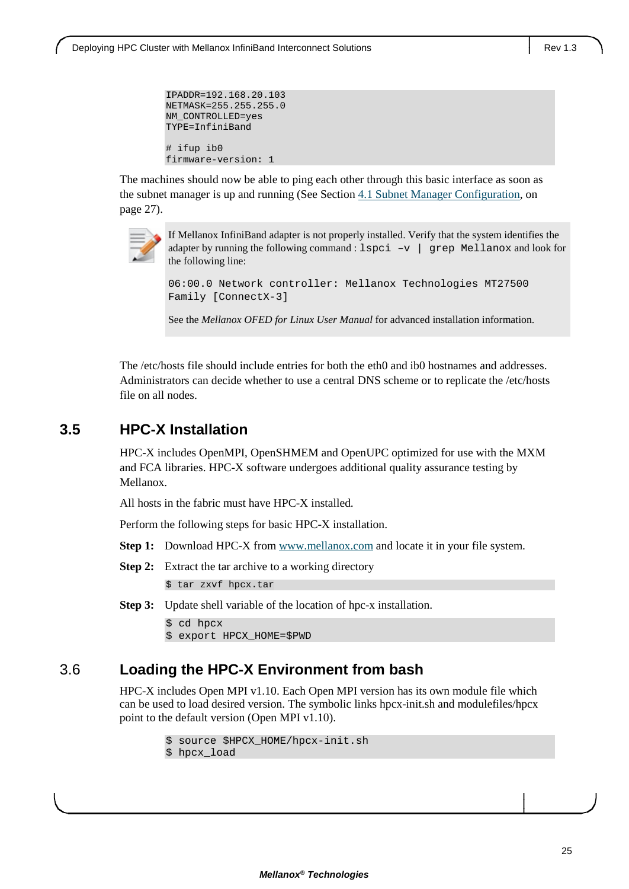```
IPADDR=192.168.20.103
NETMASK=255.255.255.0
NM_CONTROLLED=yes
TYPE=InfiniBand

# ifup ib0
firmware-version: 1
```

The machines should now be able to ping each other through this basic interface as soon as the subnet manager is up and running (See Section 4.1 Subnet Manager Configuration, on page 27).

> If Mellanox InfiniBand adapter is not properly installed. Verify that the system identifies the adapter by running the following command : `lspci –v | grep Mellanox` and look for the following line:
>
> ```
> 06:00.0 Network controller: Mellanox Technologies MT27500
> Family [ConnectX-3]
> ```
>
> See the *Mellanox OFED for Linux User Manual* for advanced installation information.

The /etc/hosts file should include entries for both the eth0 and ib0 hostnames and addresses. Administrators can decide whether to use a central DNS scheme or to replicate the /etc/hosts file on all nodes.

## 3.5 HPC-X Installation

HPC-X includes OpenMPI, OpenSHMEM and OpenUPC optimized for use with the MXM and FCA libraries. HPC-X software undergoes additional quality assurance testing by Mellanox.

All hosts in the fabric must have HPC-X installed.

Perform the following steps for basic HPC-X installation.

**Step 1:** Download HPC-X from www.mellanox.com and locate it in your file system.

**Step 2:** Extract the tar archive to a working directory

```
$ tar zxvf hpcx.tar
```

**Step 3:** Update shell variable of the location of hpc-x installation.

```
$ cd hpcx
$ export HPCX_HOME=$PWD
```

## 3.6 Loading the HPC-X Environment from bash

HPC-X includes Open MPI v1.10. Each Open MPI version has its own module file which can be used to load desired version. The symbolic links hpcx-init.sh and modulefiles/hpcx point to the default version (Open MPI v1.10).

```
$ source $HPCX_HOME/hpcx-init.sh
$ hpcx_load
```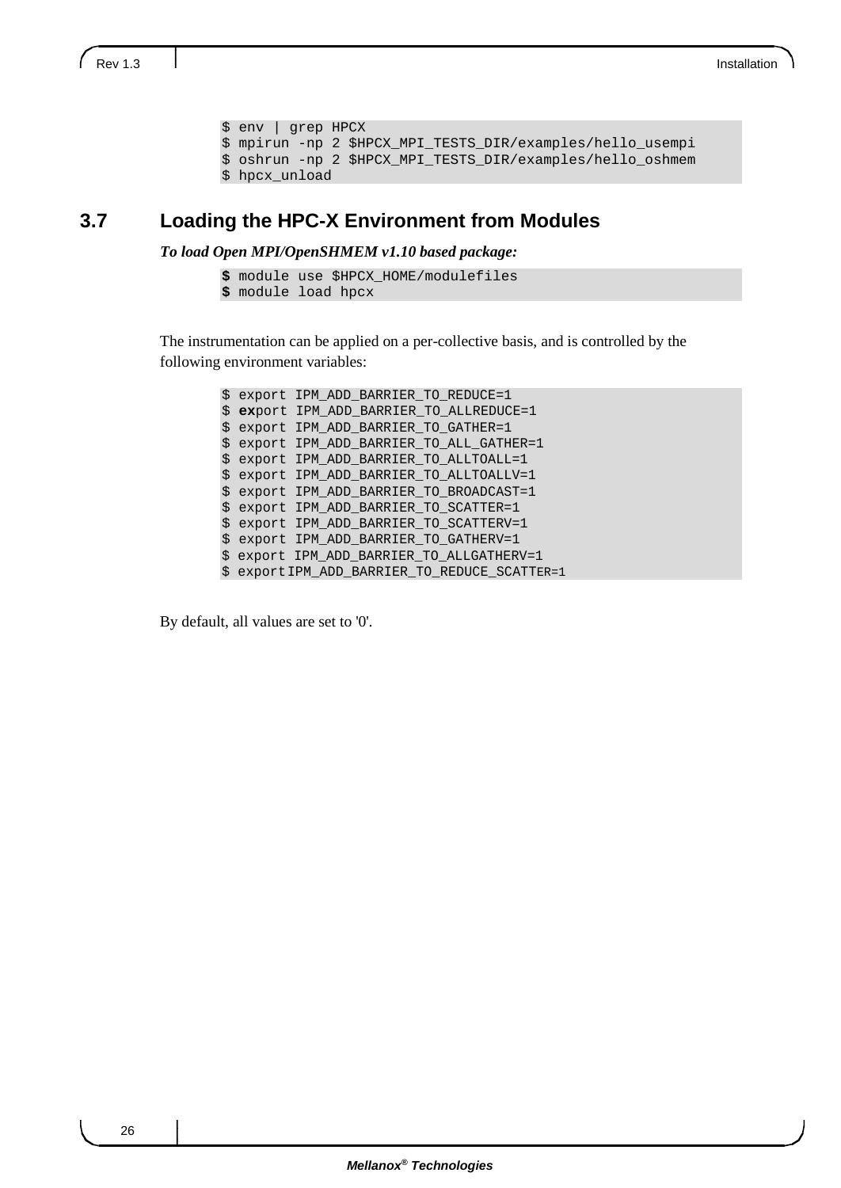```
$ env | grep HPCX
$ mpirun -np 2 $HPCX_MPI_TESTS_DIR/examples/hello_usempi
$ oshrun -np 2 $HPCX_MPI_TESTS_DIR/examples/hello_oshmem
$ hpcx_unload
```

## 3.7 Loading the HPC-X Environment from Modules

***To load Open MPI/OpenSHMEM v1.10 based package:***

```
$ module use $HPCX_HOME/modulefiles
$ module load hpcx
```

The instrumentation can be applied on a per-collective basis, and is controlled by the following environment variables:

```
$ export IPM_ADD_BARRIER_TO_REDUCE=1
$ export IPM_ADD_BARRIER_TO_ALLREDUCE=1
$ export IPM_ADD_BARRIER_TO_GATHER=1
$ export IPM_ADD_BARRIER_TO_ALL_GATHER=1
$ export IPM_ADD_BARRIER_TO_ALLTOALL=1
$ export IPM_ADD_BARRIER_TO_ALLTOALLV=1
$ export IPM_ADD_BARRIER_TO_BROADCAST=1
$ export IPM_ADD_BARRIER_TO_SCATTER=1
$ export IPM_ADD_BARRIER_TO_SCATTERV=1
$ export IPM_ADD_BARRIER_TO_GATHERV=1
$ export IPM_ADD_BARRIER_TO_ALLGATHERV=1
$ export IPM_ADD_BARRIER_TO_REDUCE_SCATTER=1
```

By default, all values are set to '0'.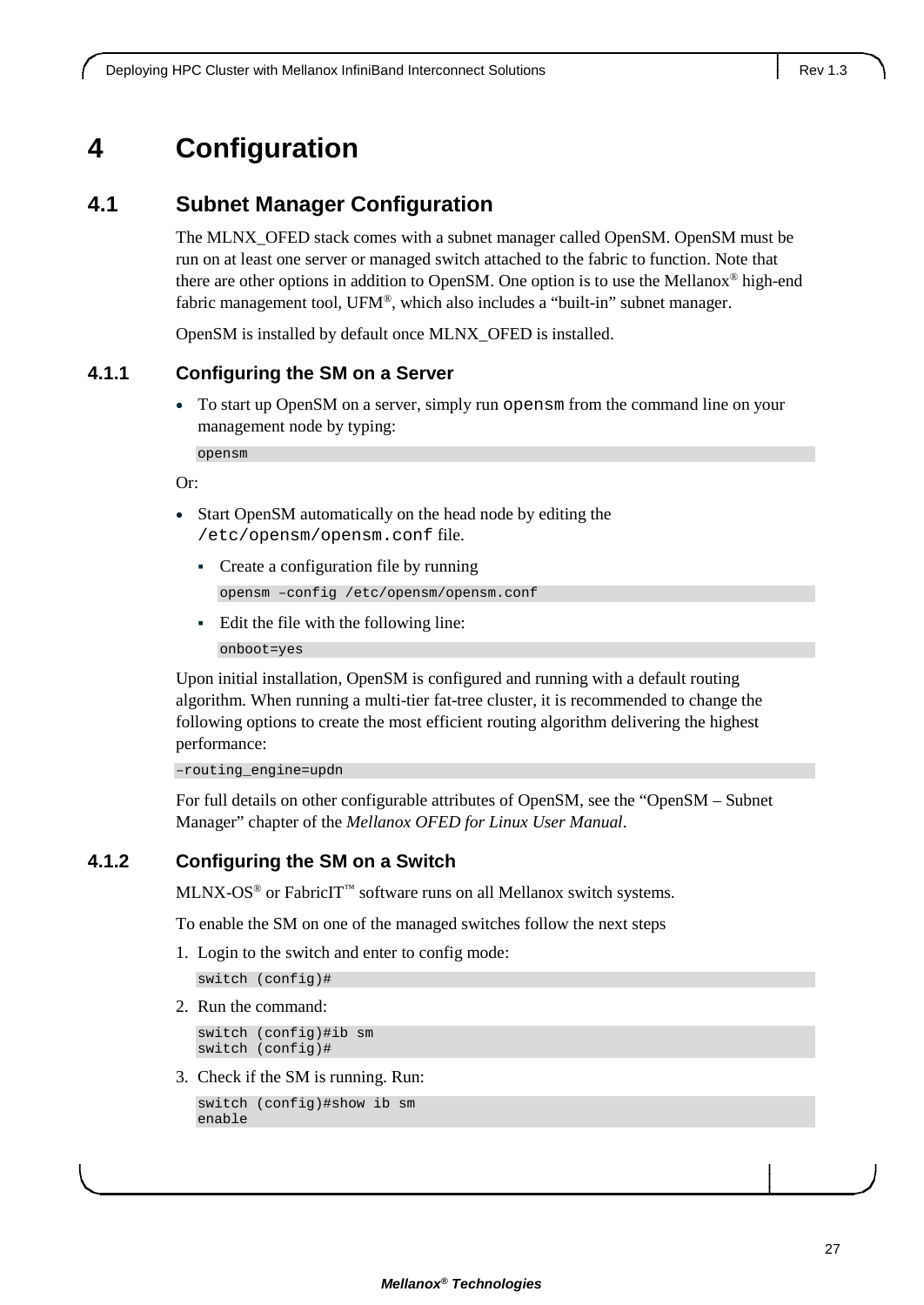# 4 Configuration

## 4.1 Subnet Manager Configuration

The MLNX_OFED stack comes with a subnet manager called OpenSM. OpenSM must be run on at least one server or managed switch attached to the fabric to function. Note that there are other options in addition to OpenSM. One option is to use the Mellanox® high-end fabric management tool, UFM®, which also includes a "built-in" subnet manager.

OpenSM is installed by default once MLNX_OFED is installed.

### 4.1.1 Configuring the SM on a Server

- To start up OpenSM on a server, simply run `opensm` from the command line on your management node by typing:

  ```
  opensm
  ```

Or:

- Start OpenSM automatically on the head node by editing the `/etc/opensm/opensm.conf` file.
  - Create a configuration file by running

    ```
    opensm –config /etc/opensm/opensm.conf
    ```

  - Edit the file with the following line:

    ```
    onboot=yes
    ```

Upon initial installation, OpenSM is configured and running with a default routing algorithm. When running a multi-tier fat-tree cluster, it is recommended to change the following options to create the most efficient routing algorithm delivering the highest performance:

```
–routing_engine=updn
```

For full details on other configurable attributes of OpenSM, see the "OpenSM – Subnet Manager" chapter of the *Mellanox OFED for Linux User Manual*.

### 4.1.2 Configuring the SM on a Switch

MLNX-OS® or FabricIT™ software runs on all Mellanox switch systems.

To enable the SM on one of the managed switches follow the next steps

1. Login to the switch and enter to config mode:

   ```
   switch (config)#
   ```

2. Run the command:

   ```
   switch (config)#ib sm
   switch (config)#
   ```

3. Check if the SM is running. Run:

   ```
   switch (config)#show ib sm
   enable
   ```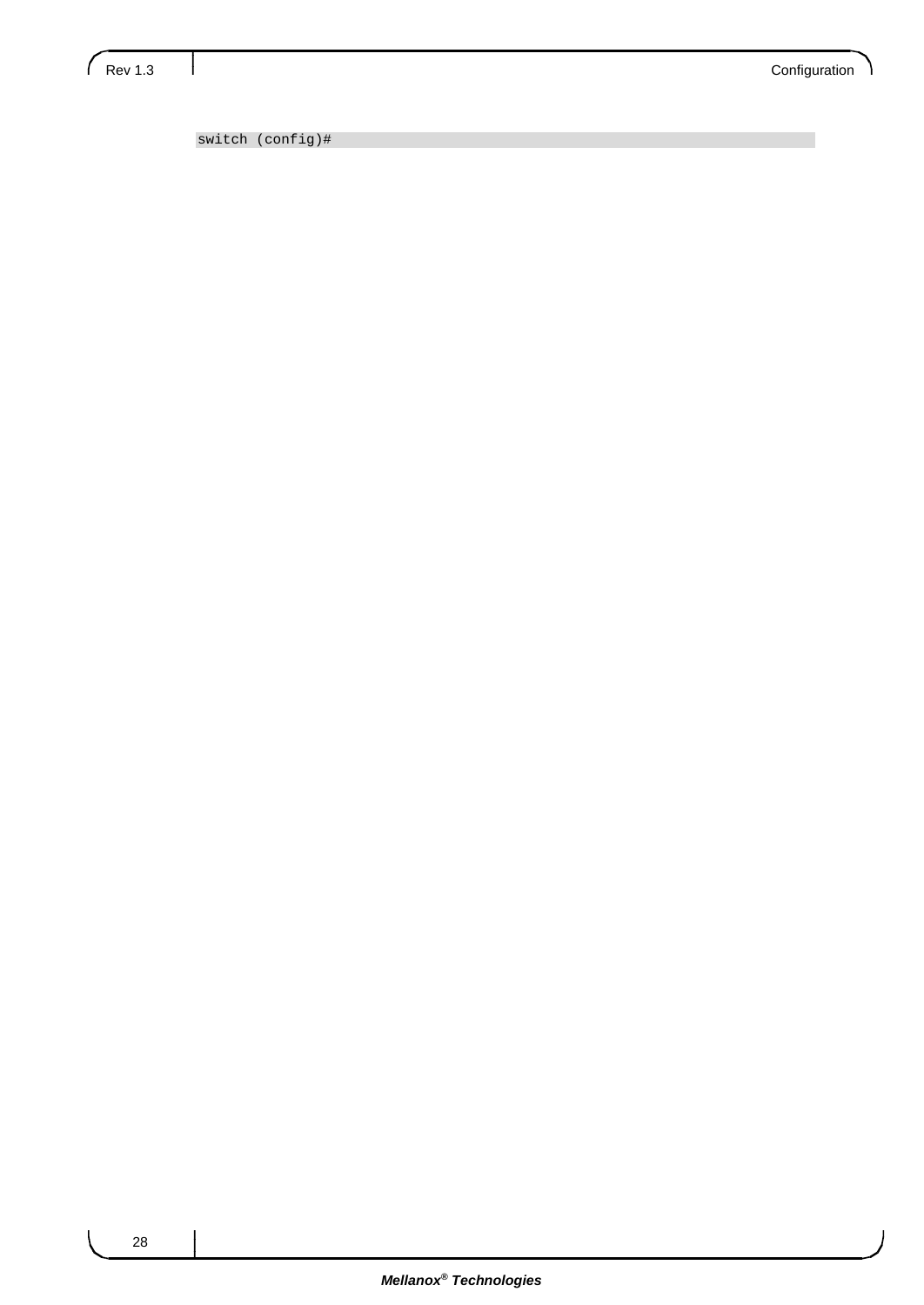```
switch (config)#
```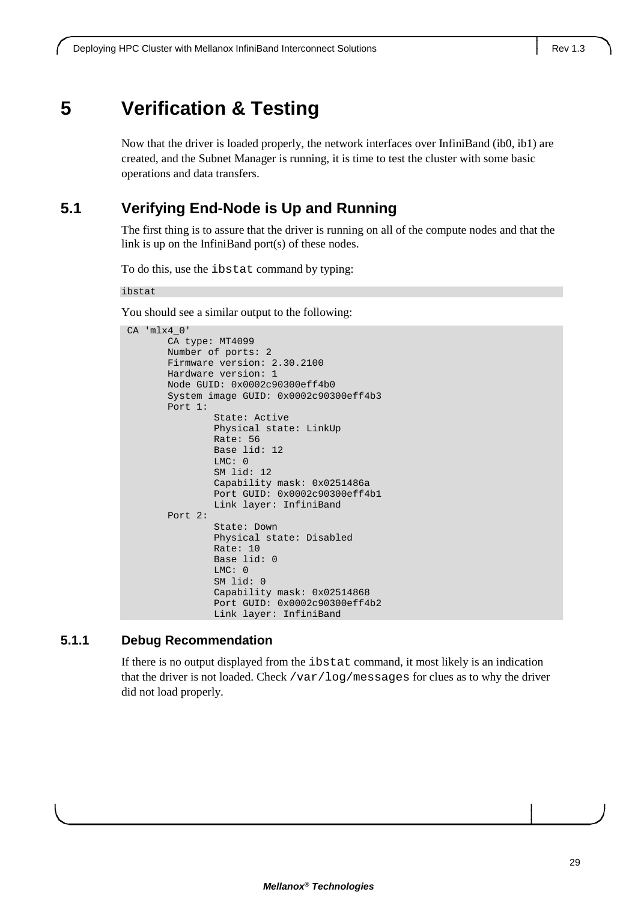# 5 Verification & Testing

Now that the driver is loaded properly, the network interfaces over InfiniBand (ib0, ib1) are created, and the Subnet Manager is running, it is time to test the cluster with some basic operations and data transfers.

## 5.1 Verifying End-Node is Up and Running

The first thing is to assure that the driver is running on all of the compute nodes and that the link is up on the InfiniBand port(s) of these nodes.

To do this, use the `ibstat` command by typing:

```
ibstat
```

You should see a similar output to the following:

```
 CA 'mlx4_0'
        CA type: MT4099
        Number of ports: 2
        Firmware version: 2.30.2100
        Hardware version: 1
        Node GUID: 0x0002c90300eff4b0
        System image GUID: 0x0002c90300eff4b3
        Port 1:
                State: Active
                Physical state: LinkUp
                Rate: 56
                Base lid: 12
                LMC: 0
                SM lid: 12
                Capability mask: 0x0251486a
                Port GUID: 0x0002c90300eff4b1
                Link layer: InfiniBand
        Port 2:
                State: Down
                Physical state: Disabled
                Rate: 10
                Base lid: 0
                LMC: 0
                SM lid: 0
                Capability mask: 0x02514868
                Port GUID: 0x0002c90300eff4b2
                Link layer: InfiniBand
```

### 5.1.1 Debug Recommendation

If there is no output displayed from the `ibstat` command, it most likely is an indication that the driver is not loaded. Check `/var/log/messages` for clues as to why the driver did not load properly.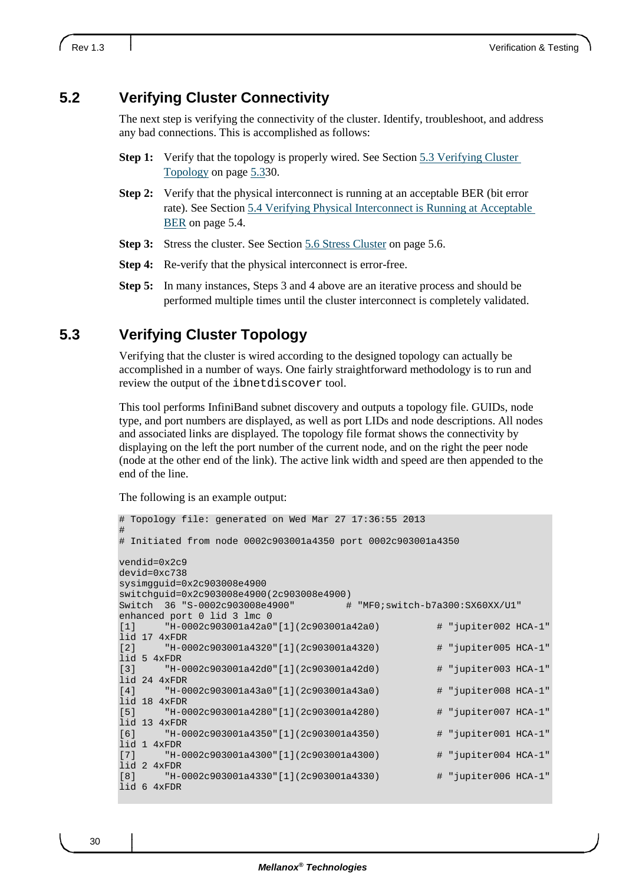## 5.2 Verifying Cluster Connectivity

The next step is verifying the connectivity of the cluster. Identify, troubleshoot, and address any bad connections. This is accomplished as follows:

**Step 1:** Verify that the topology is properly wired. See Section 5.3 Verifying Cluster Topology on page 5.330.

**Step 2:** Verify that the physical interconnect is running at an acceptable BER (bit error rate). See Section 5.4 Verifying Physical Interconnect is Running at Acceptable BER on page 5.4.

**Step 3:** Stress the cluster. See Section 5.6 Stress Cluster on page 5.6.

**Step 4:** Re-verify that the physical interconnect is error-free.

**Step 5:** In many instances, Steps 3 and 4 above are an iterative process and should be performed multiple times until the cluster interconnect is completely validated.

## 5.3 Verifying Cluster Topology

Verifying that the cluster is wired according to the designed topology can actually be accomplished in a number of ways. One fairly straightforward methodology is to run and review the output of the `ibnetdiscover` tool.

This tool performs InfiniBand subnet discovery and outputs a topology file. GUIDs, node type, and port numbers are displayed, as well as port LIDs and node descriptions. All nodes and associated links are displayed. The topology file format shows the connectivity by displaying on the left the port number of the current node, and on the right the peer node (node at the other end of the link). The active link width and speed are then appended to the end of the line.

The following is an example output:

```
# Topology file: generated on Wed Mar 27 17:36:55 2013
#
# Initiated from node 0002c903001a4350 port 0002c903001a4350

vendid=0x2c9
devid=0xc738
sysimgguid=0x2c903008e4900
switchguid=0x2c903008e4900(2c903008e4900)
Switch  36 "S-0002c903008e4900"         # "MF0;switch-b7a300:SX60XX/U1"
enhanced port 0 lid 3 lmc 0
[1]     "H-0002c903001a42a0"[1](2c903001a42a0)          # "jupiter002 HCA-1"
lid 17 4xFDR
[2]     "H-0002c903001a4320"[1](2c903001a4320)          # "jupiter005 HCA-1"
lid 5 4xFDR
[3]     "H-0002c903001a42d0"[1](2c903001a42d0)          # "jupiter003 HCA-1"
lid 24 4xFDR
[4]     "H-0002c903001a43a0"[1](2c903001a43a0)          # "jupiter008 HCA-1"
lid 18 4xFDR
[5]     "H-0002c903001a4280"[1](2c903001a4280)          # "jupiter007 HCA-1"
lid 13 4xFDR
[6]     "H-0002c903001a4350"[1](2c903001a4350)          # "jupiter001 HCA-1"
lid 1 4xFDR
[7]     "H-0002c903001a4300"[1](2c903001a4300)          # "jupiter004 HCA-1"
lid 2 4xFDR
[8]     "H-0002c903001a4330"[1](2c903001a4330)          # "jupiter006 HCA-1"
lid 6 4xFDR
```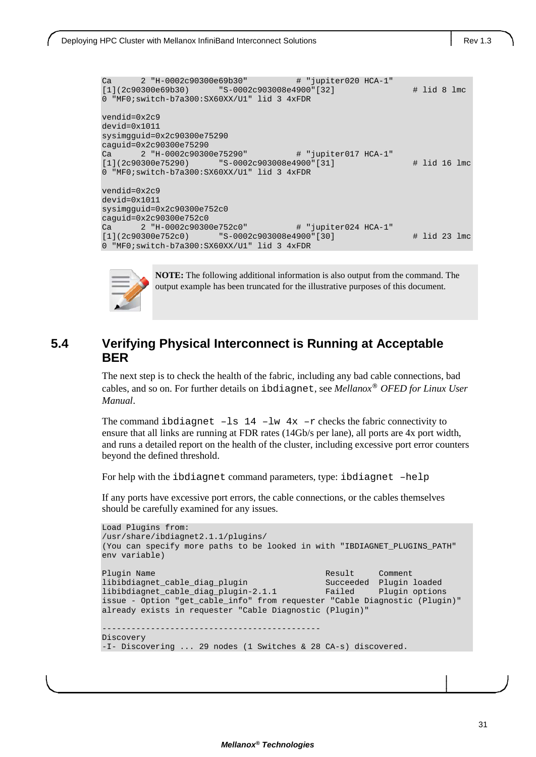```
Ca      2 "H-0002c90300e69b30"          # "jupiter020 HCA-1"
[1](2c90300e69b30)      "S-0002c903008e4900"[32]                # lid 8 lmc
0 "MF0;switch-b7a300:SX60XX/U1" lid 3 4xFDR

vendid=0x2c9
devid=0x1011
sysimgguid=0x2c90300e75290
caguid=0x2c90300e75290
Ca      2 "H-0002c90300e75290"          # "jupiter017 HCA-1"
[1](2c90300e75290)      "S-0002c903008e4900"[31]                # lid 16 lmc
0 "MF0;switch-b7a300:SX60XX/U1" lid 3 4xFDR

vendid=0x2c9
devid=0x1011
sysimgguid=0x2c90300e752c0
caguid=0x2c90300e752c0
Ca      2 "H-0002c90300e752c0"          # "jupiter024 HCA-1"
[1](2c90300e752c0)      "S-0002c903008e4900"[30]                # lid 23 lmc
0 "MF0;switch-b7a300:SX60XX/U1" lid 3 4xFDR
```

**NOTE:** The following additional information is also output from the command. The output example has been truncated for the illustrative purposes of this document.

## 5.4 Verifying Physical Interconnect is Running at Acceptable BER

The next step is to check the health of the fabric, including any bad cable connections, bad cables, and so on. For further details on `ibdiagnet`, see *Mellanox® OFED for Linux User Manual*.

The command `ibdiagnet –ls 14 –lw 4x –r` checks the fabric connectivity to ensure that all links are running at FDR rates (14Gb/s per lane), all ports are 4x port width, and runs a detailed report on the health of the cluster, including excessive port error counters beyond the defined threshold.

For help with the `ibdiagnet` command parameters, type: `ibdiagnet –help`

If any ports have excessive port errors, the cable connections, or the cables themselves should be carefully examined for any issues.

```
Load Plugins from:
/usr/share/ibdiagnet2.1.1/plugins/
(You can specify more paths to be looked in with "IBDIAGNET_PLUGINS_PATH"
env variable)

Plugin Name                                    Result     Comment
libibdiagnet_cable_diag_plugin                 Succeeded  Plugin loaded
libibdiagnet_cable_diag_plugin-2.1.1           Failed     Plugin options
issue - Option "get_cable_info" from requester "Cable Diagnostic (Plugin)"
already exists in requester "Cable Diagnostic (Plugin)"

---------------------------------------------
Discovery
-I- Discovering ... 29 nodes (1 Switches & 28 CA-s) discovered.
```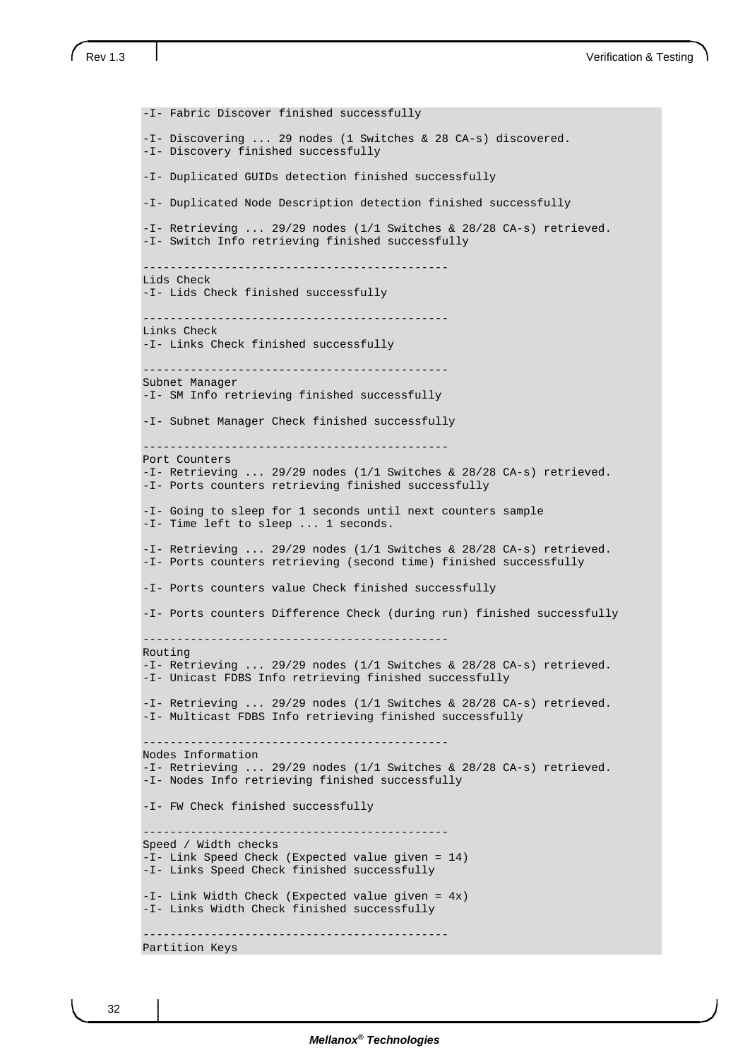```
-I- Fabric Discover finished successfully

-I- Discovering ... 29 nodes (1 Switches & 28 CA-s) discovered.
-I- Discovery finished successfully

-I- Duplicated GUIDs detection finished successfully

-I- Duplicated Node Description detection finished successfully

-I- Retrieving ... 29/29 nodes (1/1 Switches & 28/28 CA-s) retrieved.
-I- Switch Info retrieving finished successfully

---------------------------------------------
Lids Check
-I- Lids Check finished successfully

---------------------------------------------
Links Check
-I- Links Check finished successfully

---------------------------------------------
Subnet Manager
-I- SM Info retrieving finished successfully

-I- Subnet Manager Check finished successfully

---------------------------------------------
Port Counters
-I- Retrieving ... 29/29 nodes (1/1 Switches & 28/28 CA-s) retrieved.
-I- Ports counters retrieving finished successfully

-I- Going to sleep for 1 seconds until next counters sample
-I- Time left to sleep ... 1 seconds.

-I- Retrieving ... 29/29 nodes (1/1 Switches & 28/28 CA-s) retrieved.
-I- Ports counters retrieving (second time) finished successfully

-I- Ports counters value Check finished successfully

-I- Ports counters Difference Check (during run) finished successfully

---------------------------------------------
Routing
-I- Retrieving ... 29/29 nodes (1/1 Switches & 28/28 CA-s) retrieved.
-I- Unicast FDBS Info retrieving finished successfully

-I- Retrieving ... 29/29 nodes (1/1 Switches & 28/28 CA-s) retrieved.
-I- Multicast FDBS Info retrieving finished successfully

---------------------------------------------
Nodes Information
-I- Retrieving ... 29/29 nodes (1/1 Switches & 28/28 CA-s) retrieved.
-I- Nodes Info retrieving finished successfully

-I- FW Check finished successfully

---------------------------------------------
Speed / Width checks
-I- Link Speed Check (Expected value given = 14)
-I- Links Speed Check finished successfully

-I- Link Width Check (Expected value given = 4x)
-I- Links Width Check finished successfully

---------------------------------------------
Partition Keys
```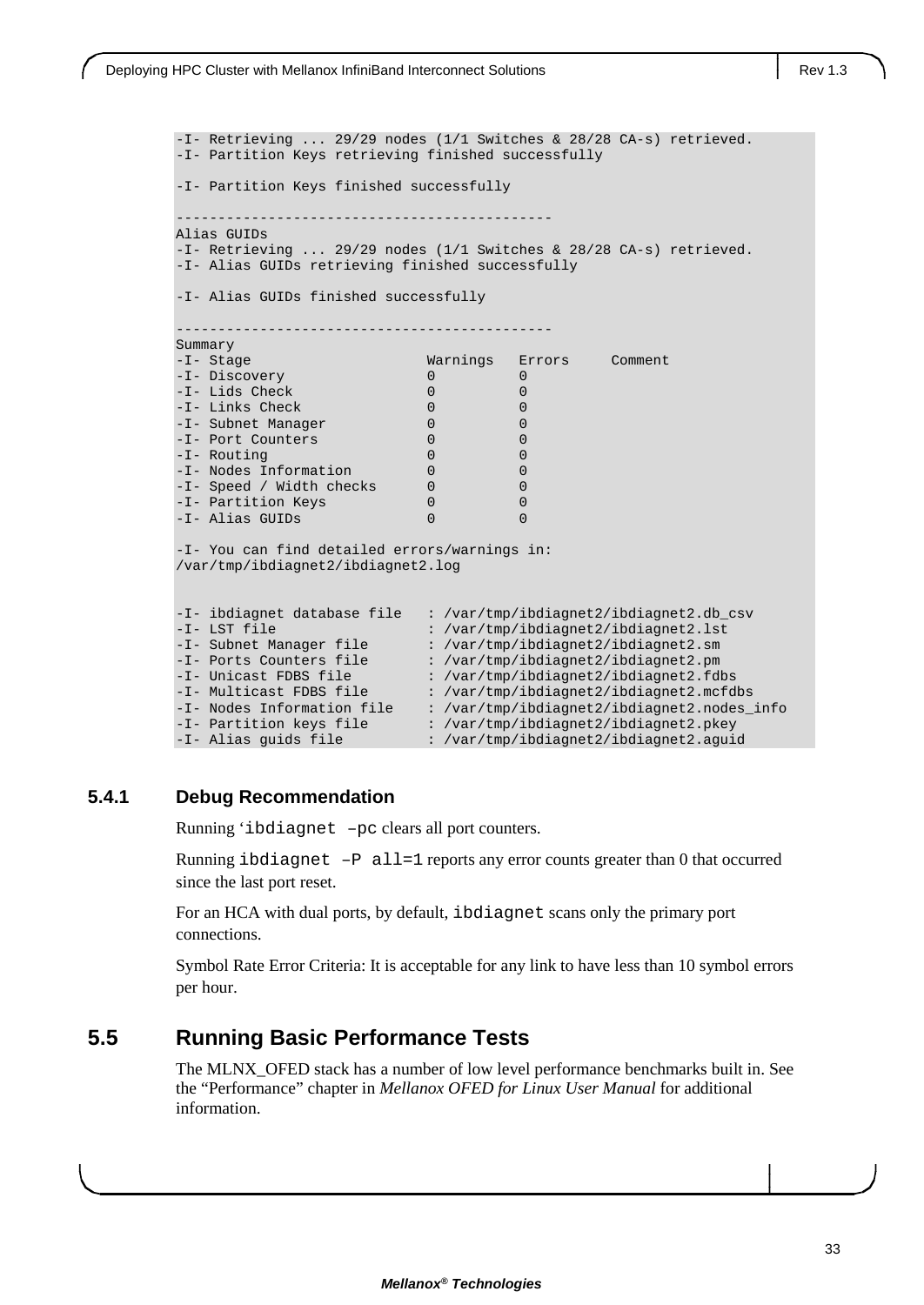```
-I- Retrieving ... 29/29 nodes (1/1 Switches & 28/28 CA-s) retrieved.
-I- Partition Keys retrieving finished successfully

-I- Partition Keys finished successfully

---------------------------------------------
Alias GUIDs
-I- Retrieving ... 29/29 nodes (1/1 Switches & 28/28 CA-s) retrieved.
-I- Alias GUIDs retrieving finished successfully

-I- Alias GUIDs finished successfully

---------------------------------------------
Summary
-I- Stage                     Warnings   Errors     Comment
-I- Discovery                 0          0
-I- Lids Check                0          0
-I- Links Check               0          0
-I- Subnet Manager            0          0
-I- Port Counters             0          0
-I- Routing                   0          0
-I- Nodes Information         0          0
-I- Speed / Width checks      0          0
-I- Partition Keys            0          0
-I- Alias GUIDs               0          0

-I- You can find detailed errors/warnings in:
/var/tmp/ibdiagnet2/ibdiagnet2.log


-I- ibdiagnet database file   : /var/tmp/ibdiagnet2/ibdiagnet2.db_csv
-I- LST file                  : /var/tmp/ibdiagnet2/ibdiagnet2.lst
-I- Subnet Manager file       : /var/tmp/ibdiagnet2/ibdiagnet2.sm
-I- Ports Counters file       : /var/tmp/ibdiagnet2/ibdiagnet2.pm
-I- Unicast FDBS file         : /var/tmp/ibdiagnet2/ibdiagnet2.fdbs
-I- Multicast FDBS file       : /var/tmp/ibdiagnet2/ibdiagnet2.mcfdbs
-I- Nodes Information file    : /var/tmp/ibdiagnet2/ibdiagnet2.nodes_info
-I- Partition keys file       : /var/tmp/ibdiagnet2/ibdiagnet2.pkey
-I- Alias guids file          : /var/tmp/ibdiagnet2/ibdiagnet2.aguid
```

### 5.4.1 Debug Recommendation

Running ‘`ibdiagnet –pc` clears all port counters.

Running `ibdiagnet –P all=1` reports any error counts greater than 0 that occurred since the last port reset.

For an HCA with dual ports, by default, `ibdiagnet` scans only the primary port connections.

Symbol Rate Error Criteria: It is acceptable for any link to have less than 10 symbol errors per hour.

## 5.5 Running Basic Performance Tests

The MLNX_OFED stack has a number of low level performance benchmarks built in. See the “Performance” chapter in *Mellanox OFED for Linux User Manual* for additional information.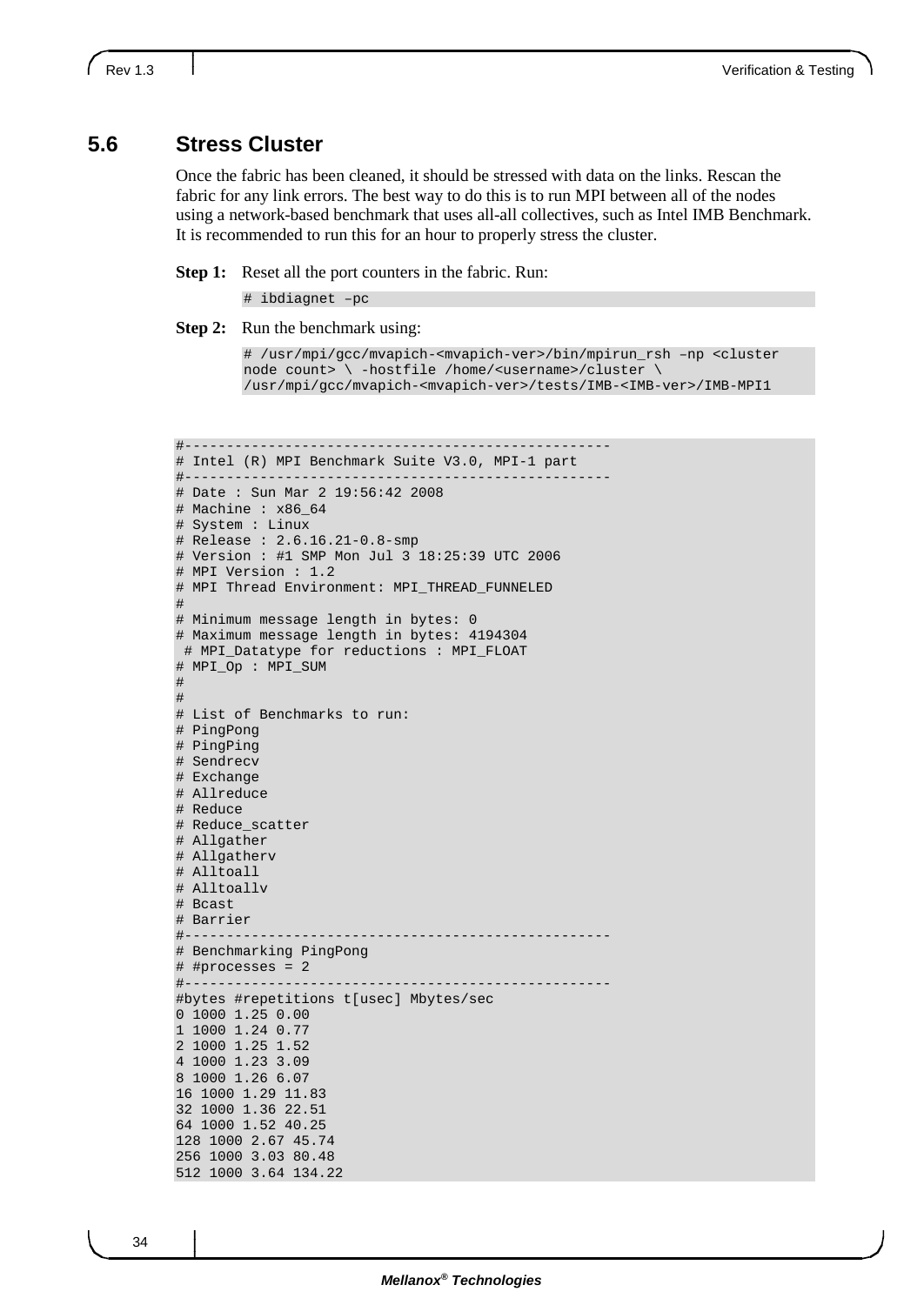## 5.6 Stress Cluster

Once the fabric has been cleaned, it should be stressed with data on the links. Rescan the fabric for any link errors. The best way to do this is to run MPI between all of the nodes using a network-based benchmark that uses all-all collectives, such as Intel IMB Benchmark. It is recommended to run this for an hour to properly stress the cluster.

**Step 1:** Reset all the port counters in the fabric. Run:

```
# ibdiagnet –pc
```

**Step 2:** Run the benchmark using:

```
# /usr/mpi/gcc/mvapich-<mvapich-ver>/bin/mpirun_rsh –np <cluster
node count> \ -hostfile /home/<username>/cluster \
/usr/mpi/gcc/mvapich-<mvapich-ver>/tests/IMB-<IMB-ver>/IMB-MPI1
```

```
#---------------------------------------------------
# Intel (R) MPI Benchmark Suite V3.0, MPI-1 part
#---------------------------------------------------
# Date : Sun Mar 2 19:56:42 2008
# Machine : x86_64
# System : Linux
# Release : 2.6.16.21-0.8-smp
# Version : #1 SMP Mon Jul 3 18:25:39 UTC 2006
# MPI Version : 1.2
# MPI Thread Environment: MPI_THREAD_FUNNELED
#
# Minimum message length in bytes: 0
# Maximum message length in bytes: 4194304
 # MPI_Datatype for reductions : MPI_FLOAT
# MPI_Op : MPI_SUM
#
#
# List of Benchmarks to run:
# PingPong
# PingPing
# Sendrecv
# Exchange
# Allreduce
# Reduce
# Reduce_scatter
# Allgather
# Allgatherv
# Alltoall
# Alltoallv
# Bcast
# Barrier
#---------------------------------------------------
# Benchmarking PingPong
# #processes = 2
#---------------------------------------------------
#bytes #repetitions t[usec] Mbytes/sec
0 1000 1.25 0.00
1 1000 1.24 0.77
2 1000 1.25 1.52
4 1000 1.23 3.09
8 1000 1.26 6.07
16 1000 1.29 11.83
32 1000 1.36 22.51
64 1000 1.52 40.25
128 1000 2.67 45.74
256 1000 3.03 80.48
512 1000 3.64 134.22
```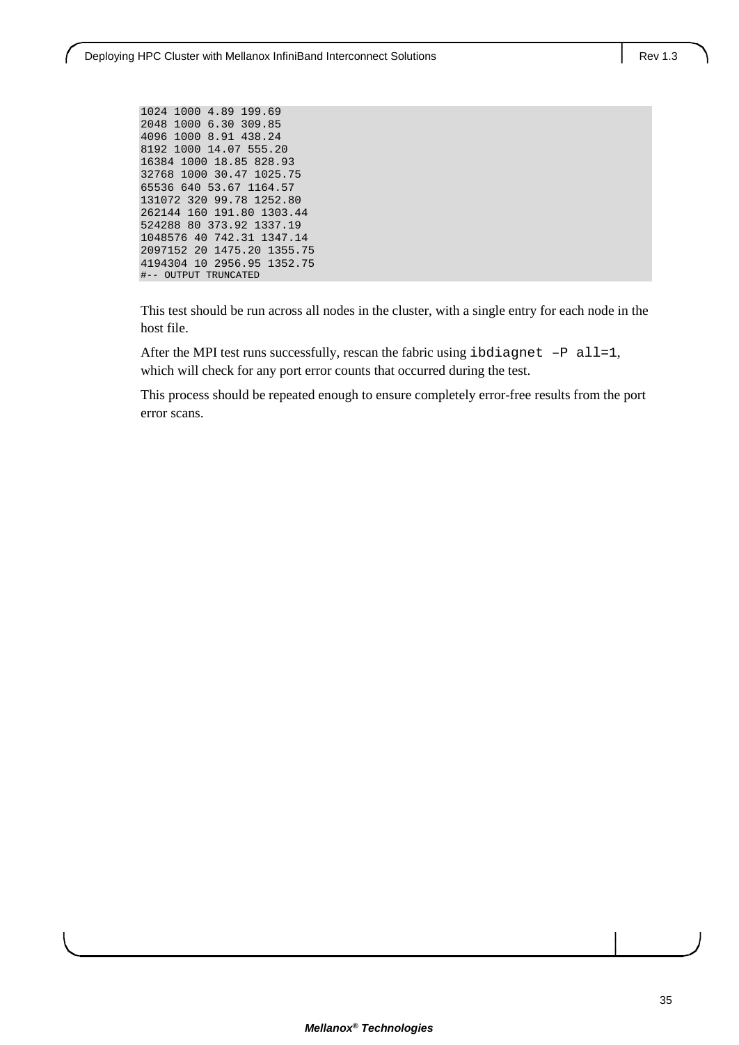```
1024 1000 4.89 199.69
2048 1000 6.30 309.85
4096 1000 8.91 438.24
8192 1000 14.07 555.20
16384 1000 18.85 828.93
32768 1000 30.47 1025.75
65536 640 53.67 1164.57
131072 320 99.78 1252.80
262144 160 191.80 1303.44
524288 80 373.92 1337.19
1048576 40 742.31 1347.14
2097152 20 1475.20 1355.75
4194304 10 2956.95 1352.75
#-- OUTPUT TRUNCATED
```

This test should be run across all nodes in the cluster, with a single entry for each node in the host file.

After the MPI test runs successfully, rescan the fabric using `ibdiagnet –P all=1`, which will check for any port error counts that occurred during the test.

This process should be repeated enough to ensure completely error-free results from the port error scans.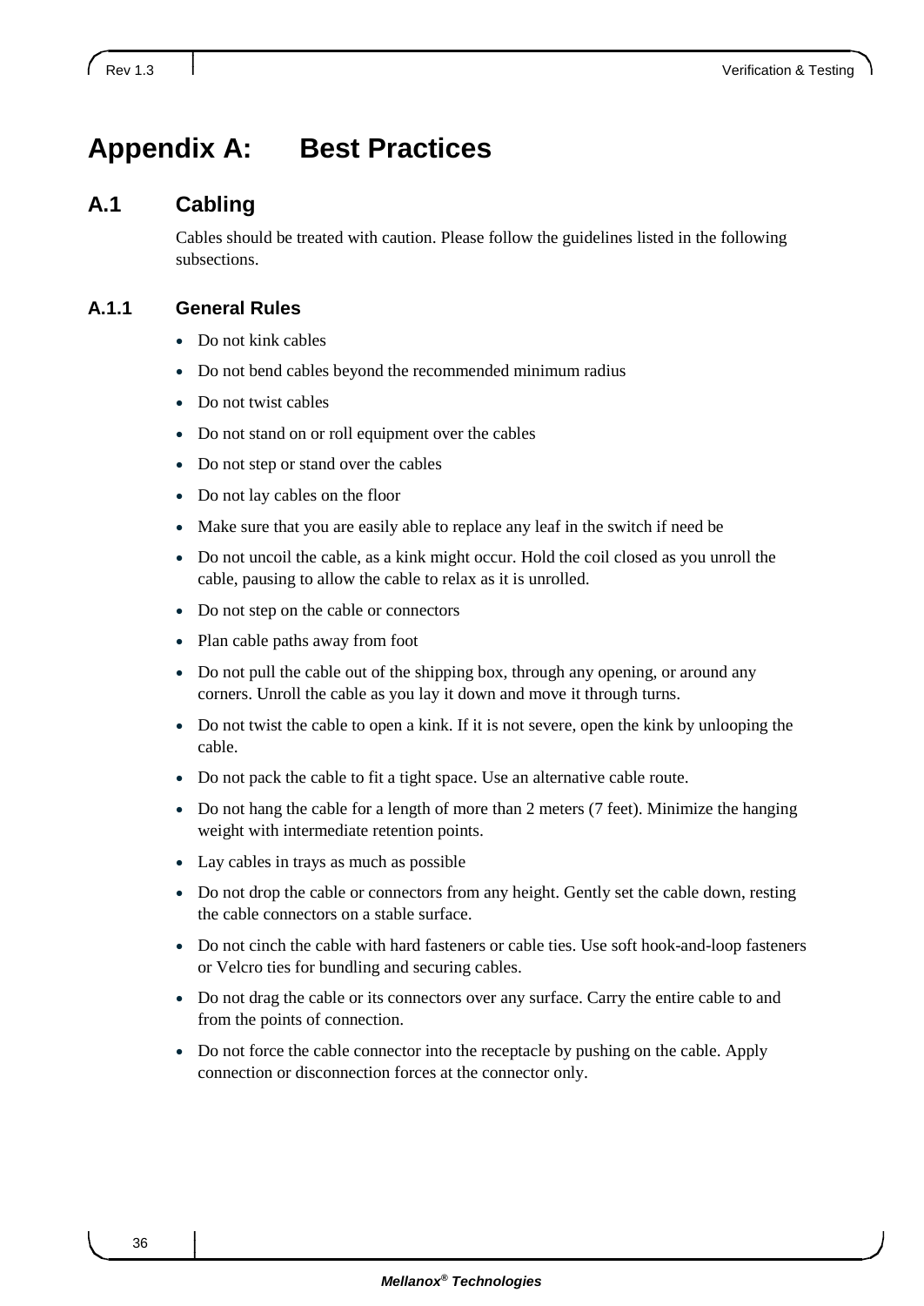# Appendix A: Best Practices

## A.1 Cabling

Cables should be treated with caution. Please follow the guidelines listed in the following subsections.

### A.1.1 General Rules

- Do not kink cables
- Do not bend cables beyond the recommended minimum radius
- Do not twist cables
- Do not stand on or roll equipment over the cables
- Do not step or stand over the cables
- Do not lay cables on the floor
- Make sure that you are easily able to replace any leaf in the switch if need be
- Do not uncoil the cable, as a kink might occur. Hold the coil closed as you unroll the cable, pausing to allow the cable to relax as it is unrolled.
- Do not step on the cable or connectors
- Plan cable paths away from foot
- Do not pull the cable out of the shipping box, through any opening, or around any corners. Unroll the cable as you lay it down and move it through turns.
- Do not twist the cable to open a kink. If it is not severe, open the kink by unlooping the cable.
- Do not pack the cable to fit a tight space. Use an alternative cable route.
- Do not hang the cable for a length of more than 2 meters (7 feet). Minimize the hanging weight with intermediate retention points.
- Lay cables in trays as much as possible
- Do not drop the cable or connectors from any height. Gently set the cable down, resting the cable connectors on a stable surface.
- Do not cinch the cable with hard fasteners or cable ties. Use soft hook-and-loop fasteners or Velcro ties for bundling and securing cables.
- Do not drag the cable or its connectors over any surface. Carry the entire cable to and from the points of connection.
- Do not force the cable connector into the receptacle by pushing on the cable. Apply connection or disconnection forces at the connector only.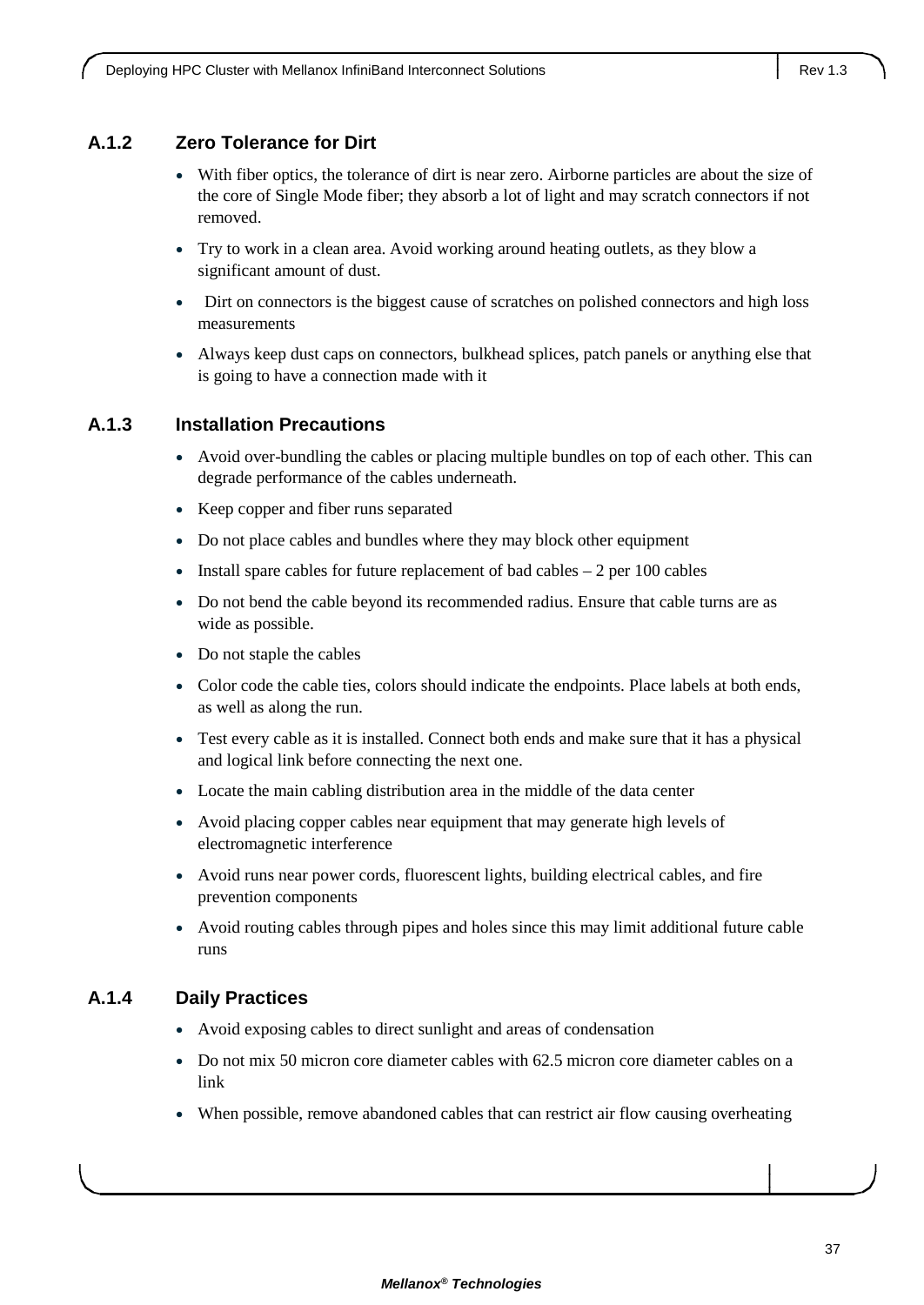### A.1.2 Zero Tolerance for Dirt

- With fiber optics, the tolerance of dirt is near zero. Airborne particles are about the size of the core of Single Mode fiber; they absorb a lot of light and may scratch connectors if not removed.
- Try to work in a clean area. Avoid working around heating outlets, as they blow a significant amount of dust.
- Dirt on connectors is the biggest cause of scratches on polished connectors and high loss measurements
- Always keep dust caps on connectors, bulkhead splices, patch panels or anything else that is going to have a connection made with it

### A.1.3 Installation Precautions

- Avoid over-bundling the cables or placing multiple bundles on top of each other. This can degrade performance of the cables underneath.
- Keep copper and fiber runs separated
- Do not place cables and bundles where they may block other equipment
- Install spare cables for future replacement of bad cables – 2 per 100 cables
- Do not bend the cable beyond its recommended radius. Ensure that cable turns are as wide as possible.
- Do not staple the cables
- Color code the cable ties, colors should indicate the endpoints. Place labels at both ends, as well as along the run.
- Test every cable as it is installed. Connect both ends and make sure that it has a physical and logical link before connecting the next one.
- Locate the main cabling distribution area in the middle of the data center
- Avoid placing copper cables near equipment that may generate high levels of electromagnetic interference
- Avoid runs near power cords, fluorescent lights, building electrical cables, and fire prevention components
- Avoid routing cables through pipes and holes since this may limit additional future cable runs

### A.1.4 Daily Practices

- Avoid exposing cables to direct sunlight and areas of condensation
- Do not mix 50 micron core diameter cables with 62.5 micron core diameter cables on a link
- When possible, remove abandoned cables that can restrict air flow causing overheating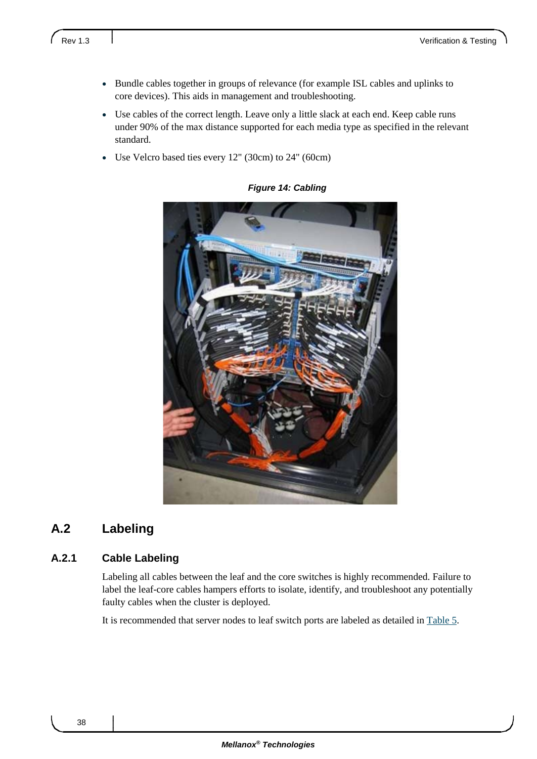- Bundle cables together in groups of relevance (for example ISL cables and uplinks to core devices). This aids in management and troubleshooting.
- Use cables of the correct length. Leave only a little slack at each end. Keep cable runs under 90% of the max distance supported for each media type as specified in the relevant standard.
- Use Velcro based ties every 12" (30cm) to 24" (60cm)

***Figure 14: Cabling***

## A.2 Labeling

### A.2.1 Cable Labeling

Labeling all cables between the leaf and the core switches is highly recommended. Failure to label the leaf-core cables hampers efforts to isolate, identify, and troubleshoot any potentially faulty cables when the cluster is deployed.

It is recommended that server nodes to leaf switch ports are labeled as detailed in Table 5.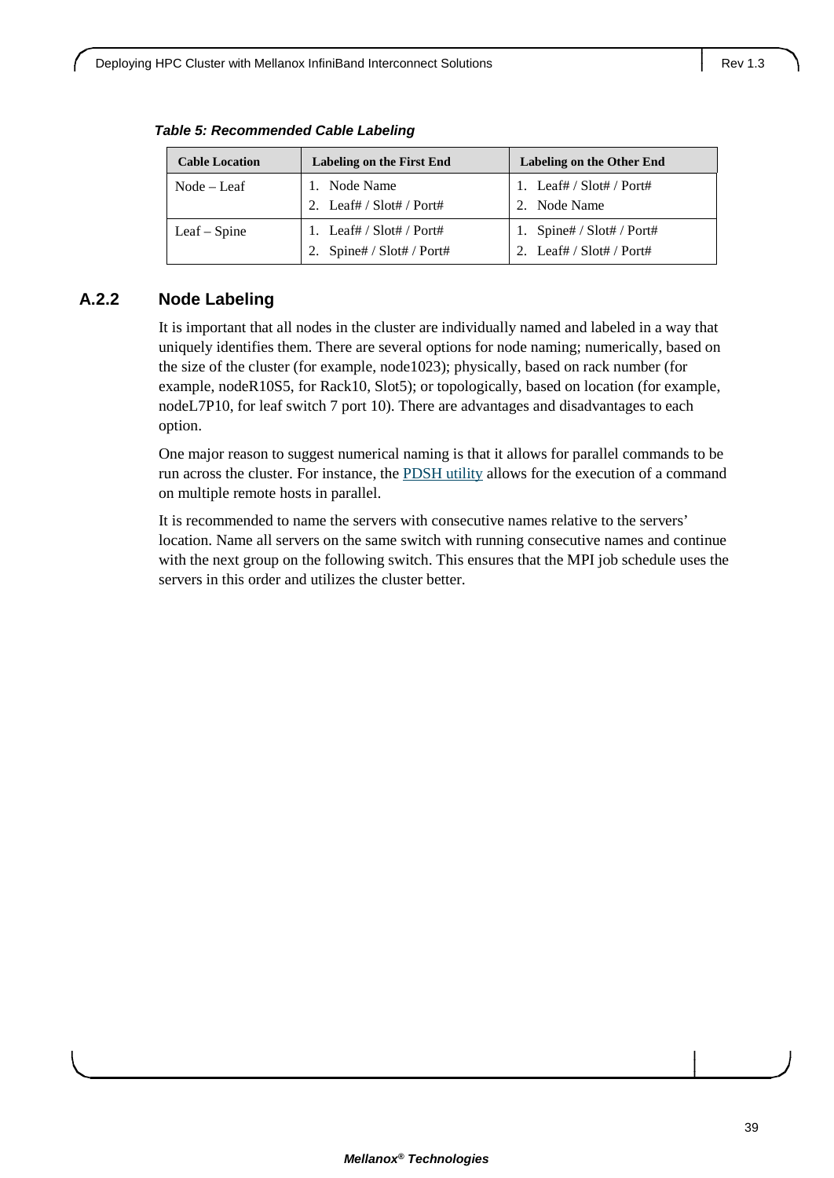**Table 5: Recommended Cable Labeling**

| Cable Location | Labeling on the First End | Labeling on the Other End |
|---|---|---|
| Node – Leaf | 1. Node Name<br>2. Leaf# / Slot# / Port# | 1. Leaf# / Slot# / Port#<br>2. Node Name |
| Leaf – Spine | 1. Leaf# / Slot# / Port#<br>2. Spine# / Slot# / Port# | 1. Spine# / Slot# / Port#<br>2. Leaf# / Slot# / Port# |

### A.2.2 Node Labeling

It is important that all nodes in the cluster are individually named and labeled in a way that uniquely identifies them. There are several options for node naming; numerically, based on the size of the cluster (for example, node1023); physically, based on rack number (for example, nodeR10S5, for Rack10, Slot5); or topologically, based on location (for example, nodeL7P10, for leaf switch 7 port 10). There are advantages and disadvantages to each option.

One major reason to suggest numerical naming is that it allows for parallel commands to be run across the cluster. For instance, the PDSH utility allows for the execution of a command on multiple remote hosts in parallel.

It is recommended to name the servers with consecutive names relative to the servers' location. Name all servers on the same switch with running consecutive names and continue with the next group on the following switch. This ensures that the MPI job schedule uses the servers in this order and utilizes the cluster better.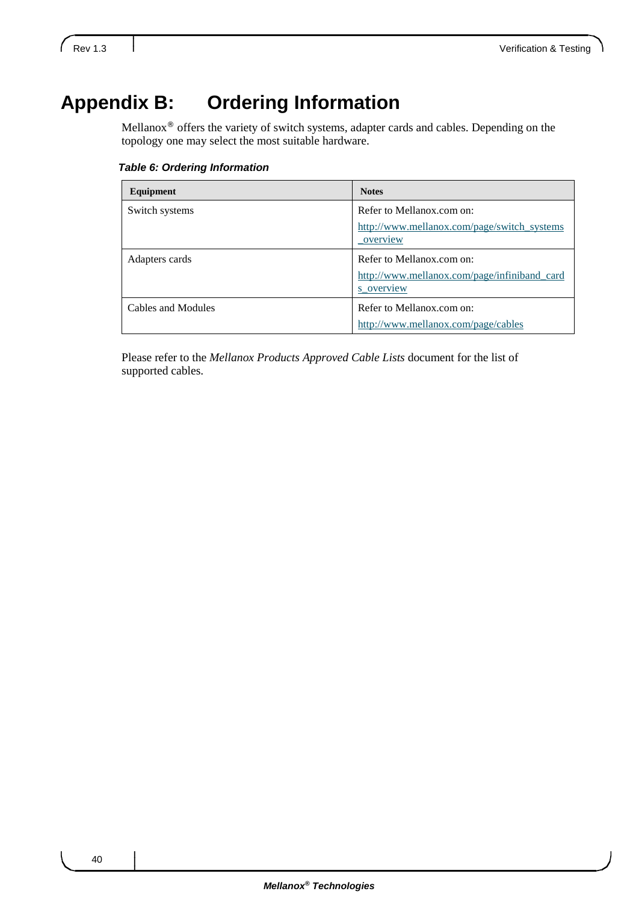# Appendix B: Ordering Information

Mellanox® offers the variety of switch systems, adapter cards and cables. Depending on the topology one may select the most suitable hardware.

***Table 6: Ordering Information***

| Equipment | Notes |
|---|---|
| Switch systems | Refer to Mellanox.com on: http://www.mellanox.com/page/switch_systems_overview |
| Adapters cards | Refer to Mellanox.com on: http://www.mellanox.com/page/infiniband_cards_overview |
| Cables and Modules | Refer to Mellanox.com on: http://www.mellanox.com/page/cables |

Please refer to the *Mellanox Products Approved Cable Lists* document for the list of supported cables.